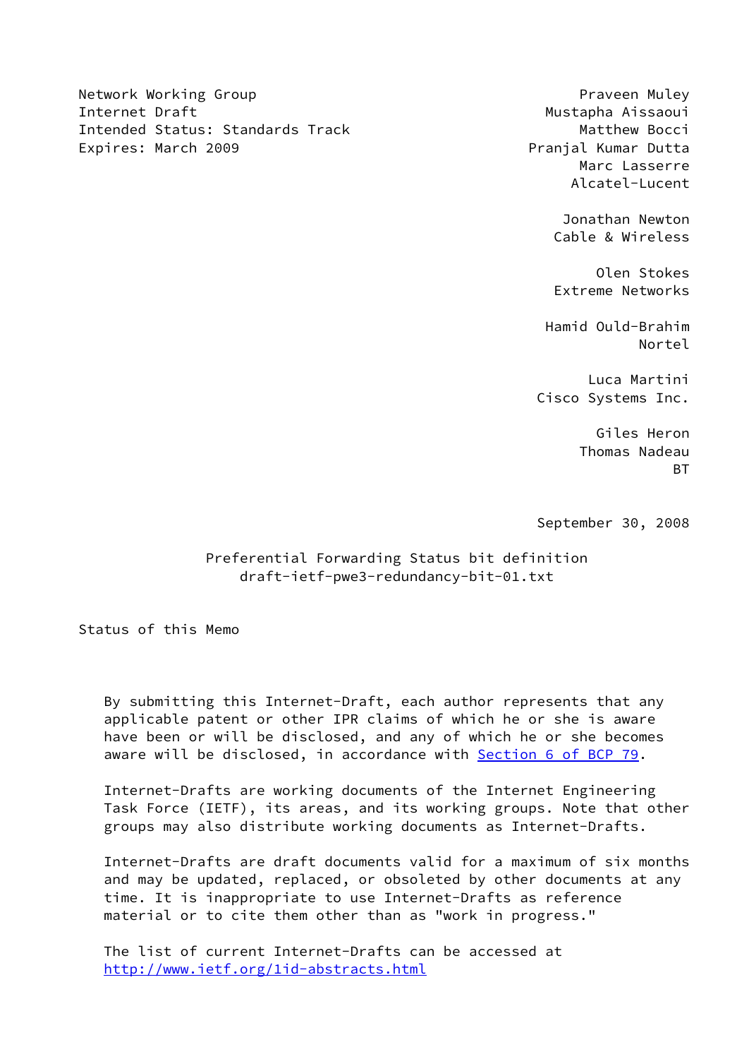Network Working Group
Internet Draft
Intended Status: Standards Track
Expires: March 2009

Praveen Muley
Mustapha Aissaoui
Matthew Bocci
Pranjal Kumar Dutta
Marc Lasserre
Alcatel-Lucent

Jonathan Newton
Cable & Wireless

Olen Stokes
Extreme Networks

Hamid Ould-Brahim
Nortel

Luca Martini
Cisco Systems Inc.

Giles Heron
Thomas Nadeau
BT

September 30, 2008

# Preferential Forwarding Status bit definition
draft-ietf-pwe3-redundancy-bit-01.txt

## Status of this Memo

By submitting this Internet-Draft, each author represents that any applicable patent or other IPR claims of which he or she is aware have been or will be disclosed, and any of which he or she becomes aware will be disclosed, in accordance with Section 6 of BCP 79.

Internet-Drafts are working documents of the Internet Engineering Task Force (IETF), its areas, and its working groups. Note that other groups may also distribute working documents as Internet-Drafts.

Internet-Drafts are draft documents valid for a maximum of six months and may be updated, replaced, or obsoleted by other documents at any time. It is inappropriate to use Internet-Drafts as reference material or to cite them other than as "work in progress."

The list of current Internet-Drafts can be accessed at http://www.ietf.org/1id-abstracts.html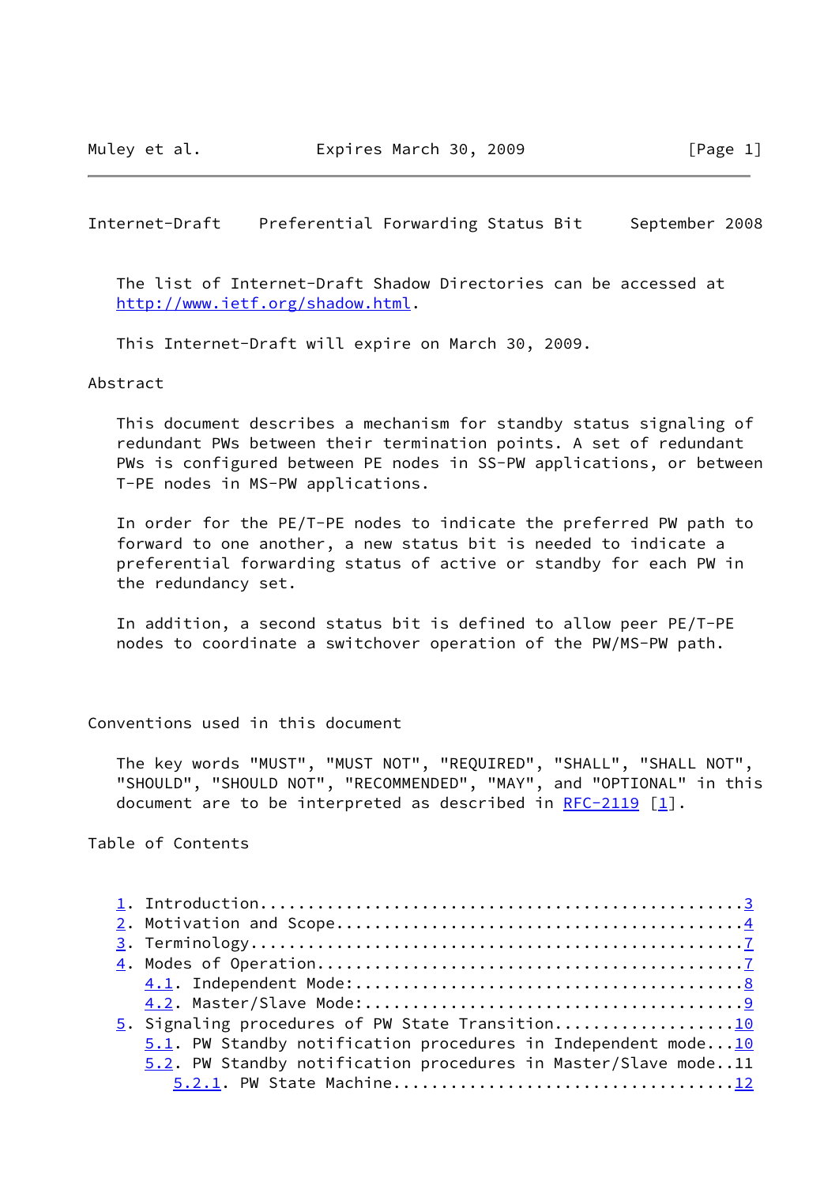The list of Internet-Draft Shadow Directories can be accessed at http://www.ietf.org/shadow.html.

This Internet-Draft will expire on March 30, 2009.

## Abstract

This document describes a mechanism for standby status signaling of redundant PWs between their termination points. A set of redundant PWs is configured between PE nodes in SS-PW applications, or between T-PE nodes in MS-PW applications.

In order for the PE/T-PE nodes to indicate the preferred PW path to forward to one another, a new status bit is needed to indicate a preferential forwarding status of active or standby for each PW in the redundancy set.

In addition, a second status bit is defined to allow peer PE/T-PE nodes to coordinate a switchover operation of the PW/MS-PW path.

## Conventions used in this document

The key words "MUST", "MUST NOT", "REQUIRED", "SHALL", "SHALL NOT", "SHOULD", "SHOULD NOT", "RECOMMENDED", "MAY", and "OPTIONAL" in this document are to be interpreted as described in RFC-2119 [1].

## Table of Contents

```
1. Introduction....................................................3
2. Motivation and Scope............................................4
3. Terminology.....................................................7
4. Modes of Operation..............................................7
   4.1. Independent Mode:..........................................8
   4.2. Master/Slave Mode:.........................................9
5. Signaling procedures of PW State Transition....................10
   5.1. PW Standby notification procedures in Independent mode...10
   5.2. PW Standby notification procedures in Master/Slave mode..11
      5.2.1. PW State Machine.....................................12
```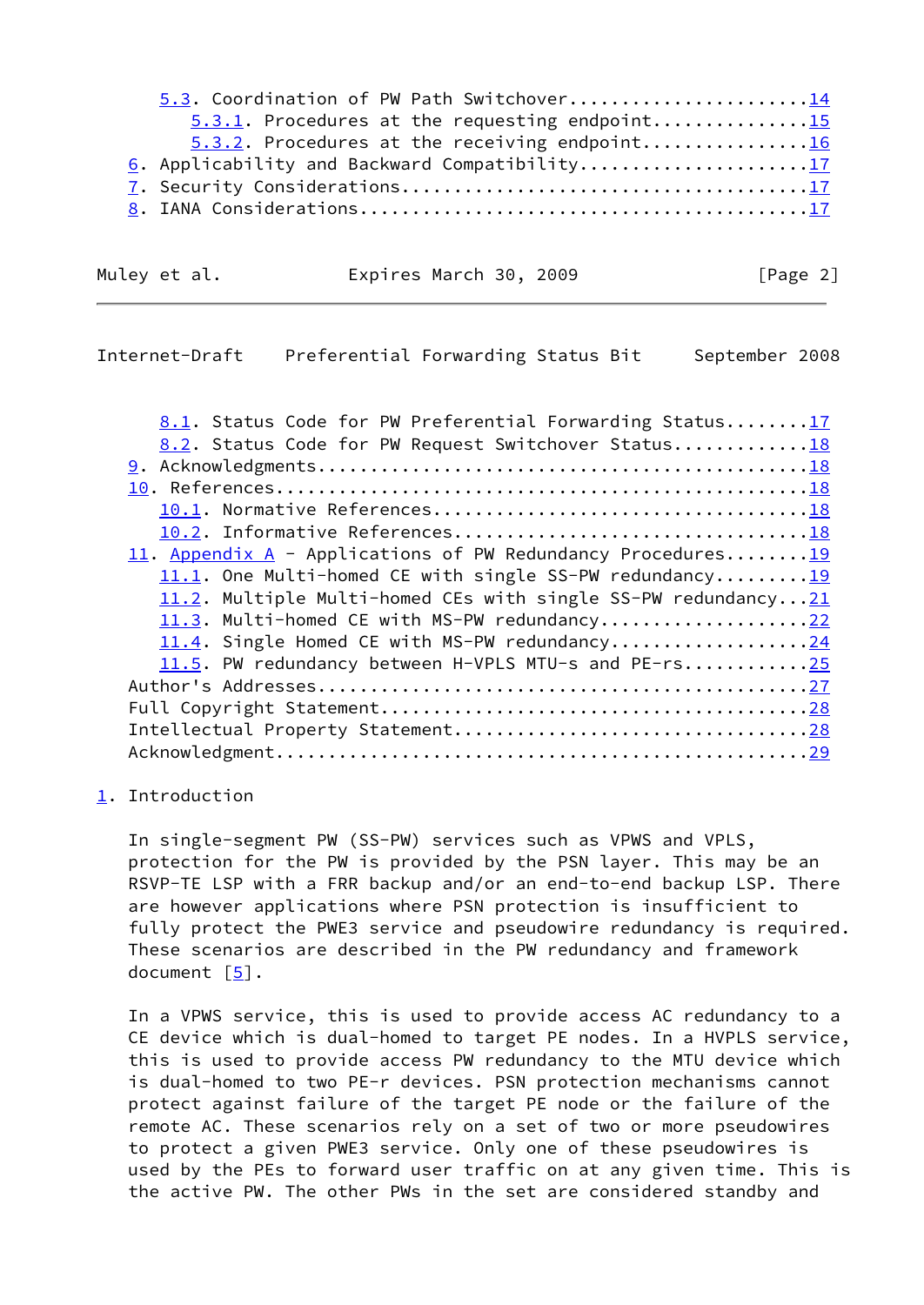5.3. Coordination of PW Path Switchover.......................14
  5.3.1. Procedures at the requesting endpoint...............15
  5.3.2. Procedures at the receiving endpoint................16
6. Applicability and Backward Compatibility......................17
7. Security Considerations.......................................17
8. IANA Considerations...........................................17
  8.1. Status Code for PW Preferential Forwarding Status........17
  8.2. Status Code for PW Request Switchover Status.............18
9. Acknowledgments...............................................18
10. References...................................................18
  10.1. Normative References.....................................18
  10.2. Informative References...................................18
11. Appendix A - Applications of PW Redundancy Procedures........19
  11.1. One Multi-homed CE with single SS-PW redundancy.........19
  11.2. Multiple Multi-homed CEs with single SS-PW redundancy...21
  11.3. Multi-homed CE with MS-PW redundancy....................22
  11.4. Single Homed CE with MS-PW redundancy...................24
  11.5. PW redundancy between H-VPLS MTU-s and PE-rs............25
Author's Addresses...............................................27
Full Copyright Statement.........................................28
Intellectual Property Statement..................................28
Acknowledgment...................................................29

## 1. Introduction

In single-segment PW (SS-PW) services such as VPWS and VPLS, protection for the PW is provided by the PSN layer. This may be an RSVP-TE LSP with a FRR backup and/or an end-to-end backup LSP. There are however applications where PSN protection is insufficient to fully protect the PWE3 service and pseudowire redundancy is required. These scenarios are described in the PW redundancy and framework document [5].

In a VPWS service, this is used to provide access AC redundancy to a CE device which is dual-homed to target PE nodes. In a HVPLS service, this is used to provide access PW redundancy to the MTU device which is dual-homed to two PE-r devices. PSN protection mechanisms cannot protect against failure of the target PE node or the failure of the remote AC. These scenarios rely on a set of two or more pseudowires to protect a given PWE3 service. Only one of these pseudowires is used by the PEs to forward user traffic on at any given time. This is the active PW. The other PWs in the set are considered standby and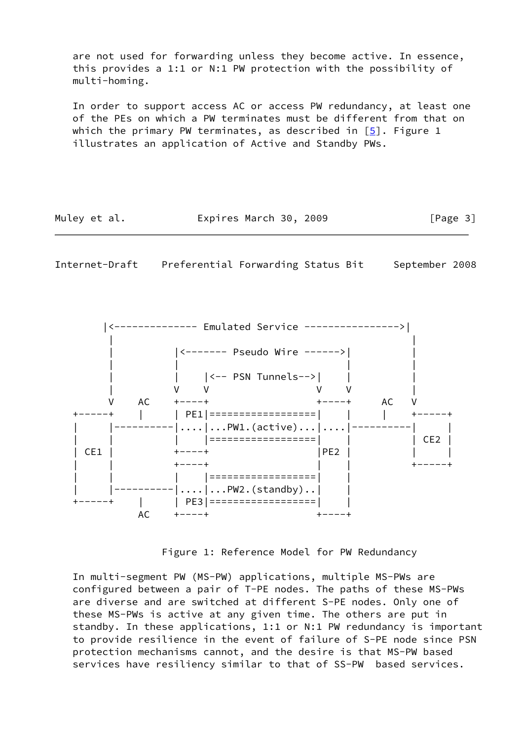are not used for forwarding unless they become active. In essence, this provides a 1:1 or N:1 PW protection with the possibility of multi-homing.

In order to support access AC or access PW redundancy, at least one of the PEs on which a PW terminates must be different from that on which the primary PW terminates, as described in [5]. Figure 1 illustrates an application of Active and Standby PWs.

```
      |<-------------- Emulated Service ---------------->|
      |                                                  |
      |          |<------- Pseudo Wire ------>|          |
      |          |                            |          |
      |          |    |<-- PSN Tunnels-->|    |          |
      |          V    V                  V    V          |
      V    AC    +----+                  +----+     AC   V
+-----+    |     | PE1|==================|    |     |    +-----+
|     |----------|....|...PW1.(active)...|....|----------|     |
|     |          |    |==================|    |          | CE2 |
| CE1 |          +----+                  |PE2 |          |     |
|     |          +----+                  |    |          +-----+
|     |          |    |==================|    |
|     |----------|....|...PW2.(standby)..|    |
+-----+    |     | PE3|==================|    |
           AC    +----+                  +----+
```

Figure 1: Reference Model for PW Redundancy

In multi-segment PW (MS-PW) applications, multiple MS-PWs are configured between a pair of T-PE nodes. The paths of these MS-PWs are diverse and are switched at different S-PE nodes. Only one of these MS-PWs is active at any given time. The others are put in standby. In these applications, 1:1 or N:1 PW redundancy is important to provide resilience in the event of failure of S-PE node since PSN protection mechanisms cannot, and the desire is that MS-PW based services have resiliency similar to that of SS-PW based services.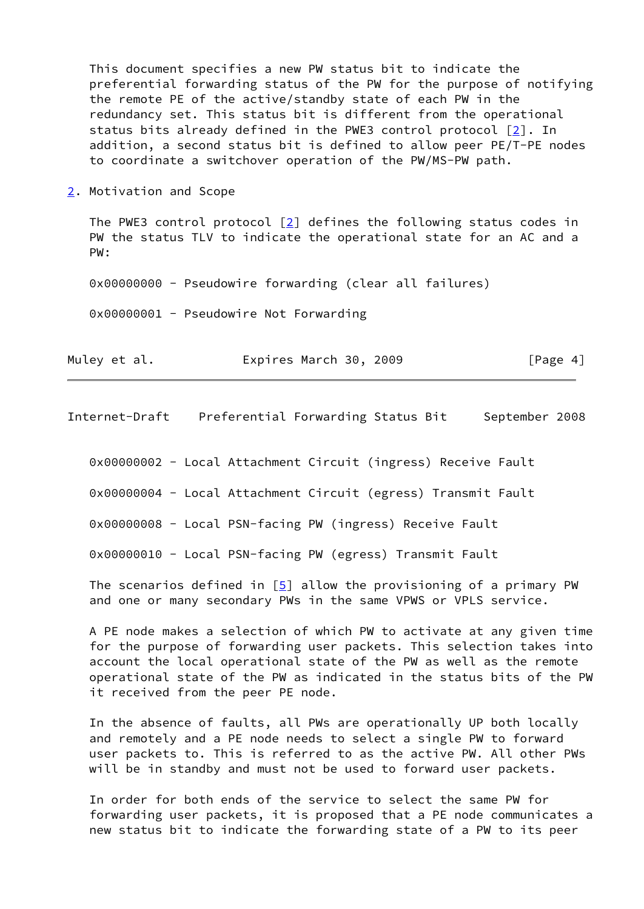This document specifies a new PW status bit to indicate the preferential forwarding status of the PW for the purpose of notifying the remote PE of the active/standby state of each PW in the redundancy set. This status bit is different from the operational status bits already defined in the PWE3 control protocol [2]. In addition, a second status bit is defined to allow peer PE/T-PE nodes to coordinate a switchover operation of the PW/MS-PW path.

## 2. Motivation and Scope

The PWE3 control protocol [2] defines the following status codes in PW the status TLV to indicate the operational state for an AC and a PW:

0x00000000 - Pseudowire forwarding (clear all failures)

0x00000001 - Pseudowire Not Forwarding

0x00000002 - Local Attachment Circuit (ingress) Receive Fault

0x00000004 - Local Attachment Circuit (egress) Transmit Fault

0x00000008 - Local PSN-facing PW (ingress) Receive Fault

0x00000010 - Local PSN-facing PW (egress) Transmit Fault

The scenarios defined in [5] allow the provisioning of a primary PW and one or many secondary PWs in the same VPWS or VPLS service.

A PE node makes a selection of which PW to activate at any given time for the purpose of forwarding user packets. This selection takes into account the local operational state of the PW as well as the remote operational state of the PW as indicated in the status bits of the PW it received from the peer PE node.

In the absence of faults, all PWs are operationally UP both locally and remotely and a PE node needs to select a single PW to forward user packets to. This is referred to as the active PW. All other PWs will be in standby and must not be used to forward user packets.

In order for both ends of the service to select the same PW for forwarding user packets, it is proposed that a PE node communicates a new status bit to indicate the forwarding state of a PW to its peer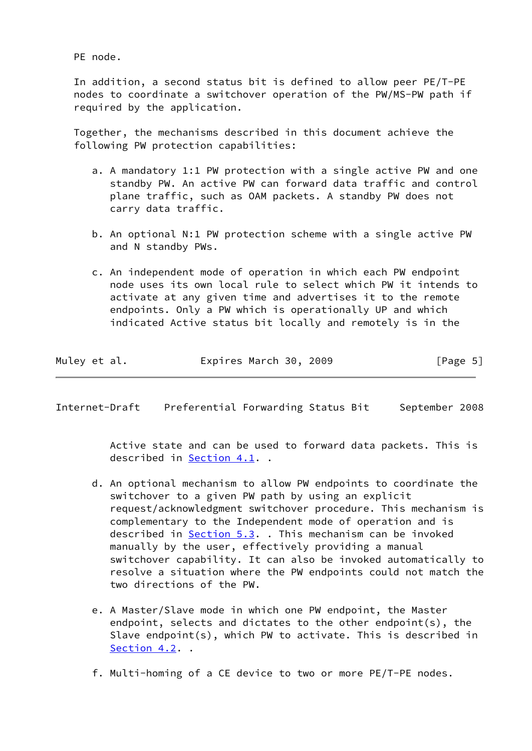PE node.

In addition, a second status bit is defined to allow peer PE/T-PE nodes to coordinate a switchover operation of the PW/MS-PW path if required by the application.

Together, the mechanisms described in this document achieve the following PW protection capabilities:

a. A mandatory 1:1 PW protection with a single active PW and one standby PW. An active PW can forward data traffic and control plane traffic, such as OAM packets. A standby PW does not carry data traffic.

b. An optional N:1 PW protection scheme with a single active PW and N standby PWs.

c. An independent mode of operation in which each PW endpoint node uses its own local rule to select which PW it intends to activate at any given time and advertises it to the remote endpoints. Only a PW which is operationally UP and which indicated Active status bit locally and remotely is in the Active state and can be used to forward data packets. This is described in Section 4.1. .

d. An optional mechanism to allow PW endpoints to coordinate the switchover to a given PW path by using an explicit request/acknowledgment switchover procedure. This mechanism is complementary to the Independent mode of operation and is described in Section 5.3. . This mechanism can be invoked manually by the user, effectively providing a manual switchover capability. It can also be invoked automatically to resolve a situation where the PW endpoints could not match the two directions of the PW.

e. A Master/Slave mode in which one PW endpoint, the Master endpoint, selects and dictates to the other endpoint(s), the Slave endpoint(s), which PW to activate. This is described in Section 4.2. .

f. Multi-homing of a CE device to two or more PE/T-PE nodes.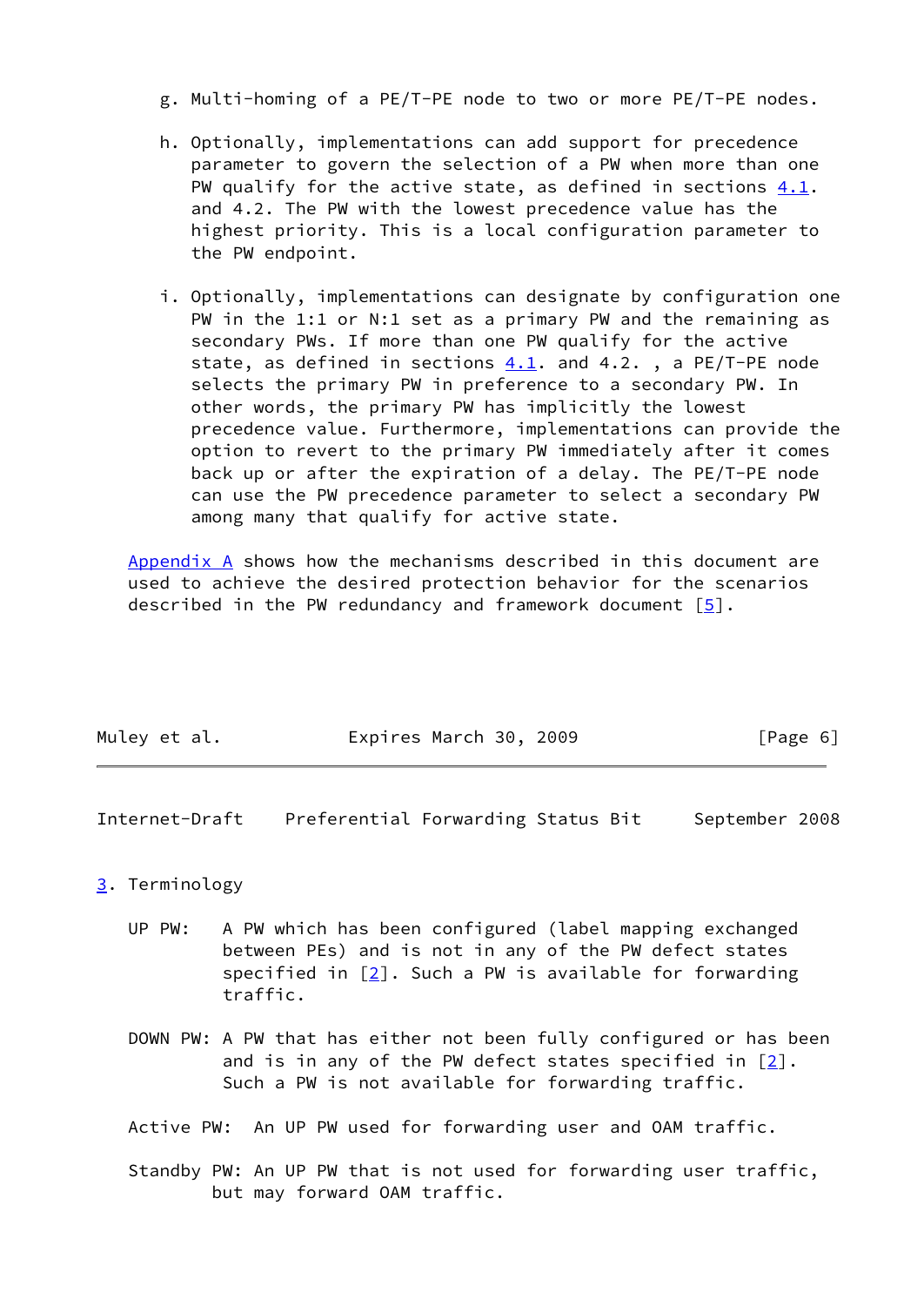g. Multi-homing of a PE/T-PE node to two or more PE/T-PE nodes.

h. Optionally, implementations can add support for precedence parameter to govern the selection of a PW when more than one PW qualify for the active state, as defined in sections 4.1. and 4.2. The PW with the lowest precedence value has the highest priority. This is a local configuration parameter to the PW endpoint.

i. Optionally, implementations can designate by configuration one PW in the 1:1 or N:1 set as a primary PW and the remaining as secondary PWs. If more than one PW qualify for the active state, as defined in sections 4.1. and 4.2. , a PE/T-PE node selects the primary PW in preference to a secondary PW. In other words, the primary PW has implicitly the lowest precedence value. Furthermore, implementations can provide the option to revert to the primary PW immediately after it comes back up or after the expiration of a delay. The PE/T-PE node can use the PW precedence parameter to select a secondary PW among many that qualify for active state.

Appendix A shows how the mechanisms described in this document are used to achieve the desired protection behavior for the scenarios described in the PW redundancy and framework document [5].

## 3. Terminology

UP PW: A PW which has been configured (label mapping exchanged between PEs) and is not in any of the PW defect states specified in [2]. Such a PW is available for forwarding traffic.

DOWN PW: A PW that has either not been fully configured or has been and is in any of the PW defect states specified in [2]. Such a PW is not available for forwarding traffic.

Active PW: An UP PW used for forwarding user and OAM traffic.

Standby PW: An UP PW that is not used for forwarding user traffic, but may forward OAM traffic.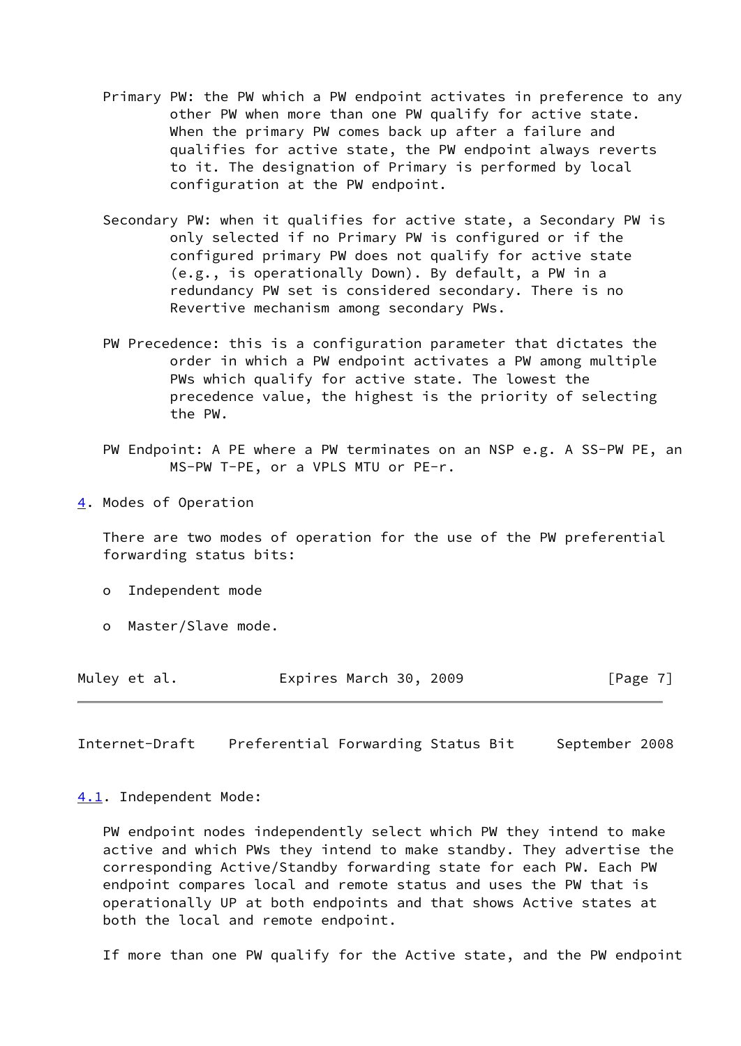Primary PW: the PW which a PW endpoint activates in preference to any other PW when more than one PW qualify for active state. When the primary PW comes back up after a failure and qualifies for active state, the PW endpoint always reverts to it. The designation of Primary is performed by local configuration at the PW endpoint.

Secondary PW: when it qualifies for active state, a Secondary PW is only selected if no Primary PW is configured or if the configured primary PW does not qualify for active state (e.g., is operationally Down). By default, a PW in a redundancy PW set is considered secondary. There is no Revertive mechanism among secondary PWs.

PW Precedence: this is a configuration parameter that dictates the order in which a PW endpoint activates a PW among multiple PWs which qualify for active state. The lowest the precedence value, the highest is the priority of selecting the PW.

PW Endpoint: A PE where a PW terminates on an NSP e.g. A SS-PW PE, an MS-PW T-PE, or a VPLS MTU or PE-r.

## 4. Modes of Operation

There are two modes of operation for the use of the PW preferential forwarding status bits:

- Independent mode
- Master/Slave mode.

### 4.1. Independent Mode:

PW endpoint nodes independently select which PW they intend to make active and which PWs they intend to make standby. They advertise the corresponding Active/Standby forwarding state for each PW. Each PW endpoint compares local and remote status and uses the PW that is operationally UP at both endpoints and that shows Active states at both the local and remote endpoint.

If more than one PW qualify for the Active state, and the PW endpoint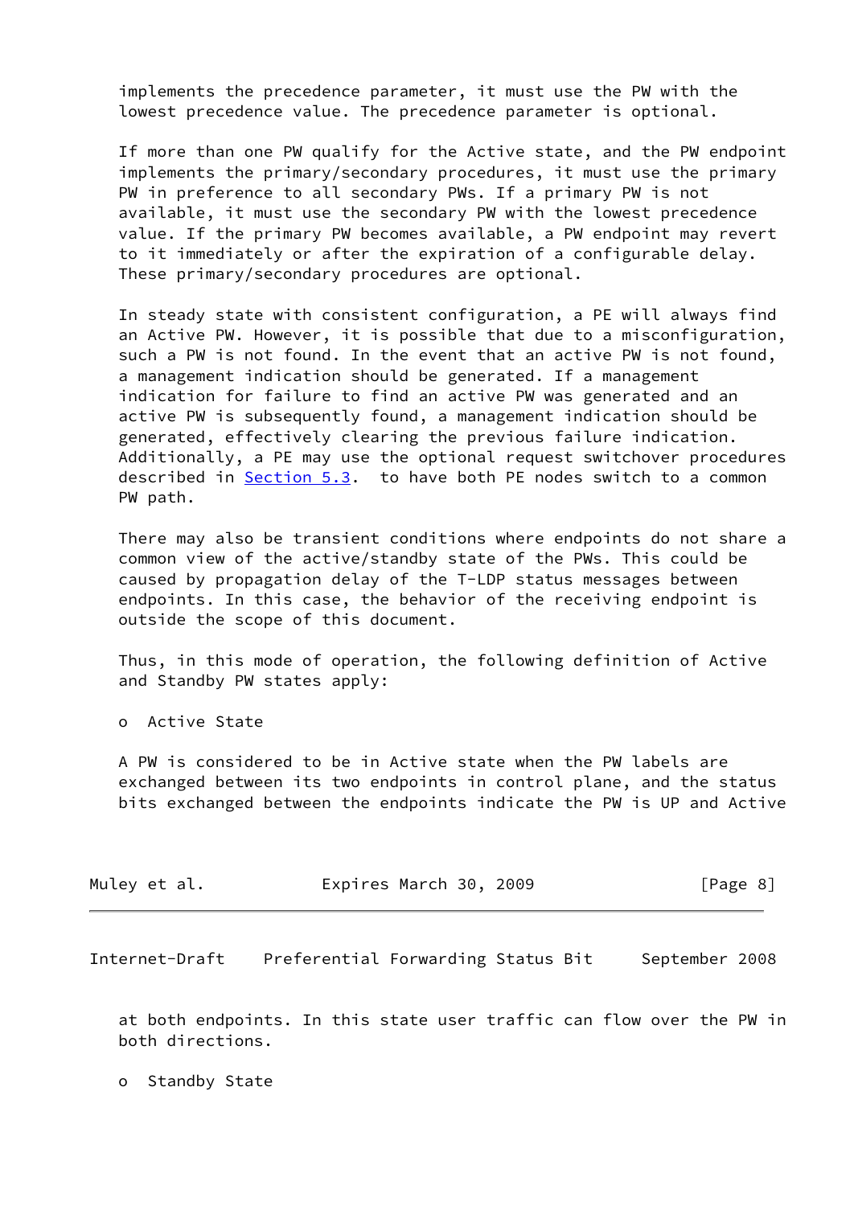implements the precedence parameter, it must use the PW with the lowest precedence value. The precedence parameter is optional.

If more than one PW qualify for the Active state, and the PW endpoint implements the primary/secondary procedures, it must use the primary PW in preference to all secondary PWs. If a primary PW is not available, it must use the secondary PW with the lowest precedence value. If the primary PW becomes available, a PW endpoint may revert to it immediately or after the expiration of a configurable delay. These primary/secondary procedures are optional.

In steady state with consistent configuration, a PE will always find an Active PW. However, it is possible that due to a misconfiguration, such a PW is not found. In the event that an active PW is not found, a management indication should be generated. If a management indication for failure to find an active PW was generated and an active PW is subsequently found, a management indication should be generated, effectively clearing the previous failure indication. Additionally, a PE may use the optional request switchover procedures described in Section 5.3.  to have both PE nodes switch to a common PW path.

There may also be transient conditions where endpoints do not share a common view of the active/standby state of the PWs. This could be caused by propagation delay of the T-LDP status messages between endpoints. In this case, the behavior of the receiving endpoint is outside the scope of this document.

Thus, in this mode of operation, the following definition of Active and Standby PW states apply:

- Active State

A PW is considered to be in Active state when the PW labels are exchanged between its two endpoints in control plane, and the status bits exchanged between the endpoints indicate the PW is UP and Active at both endpoints. In this state user traffic can flow over the PW in both directions.

- Standby State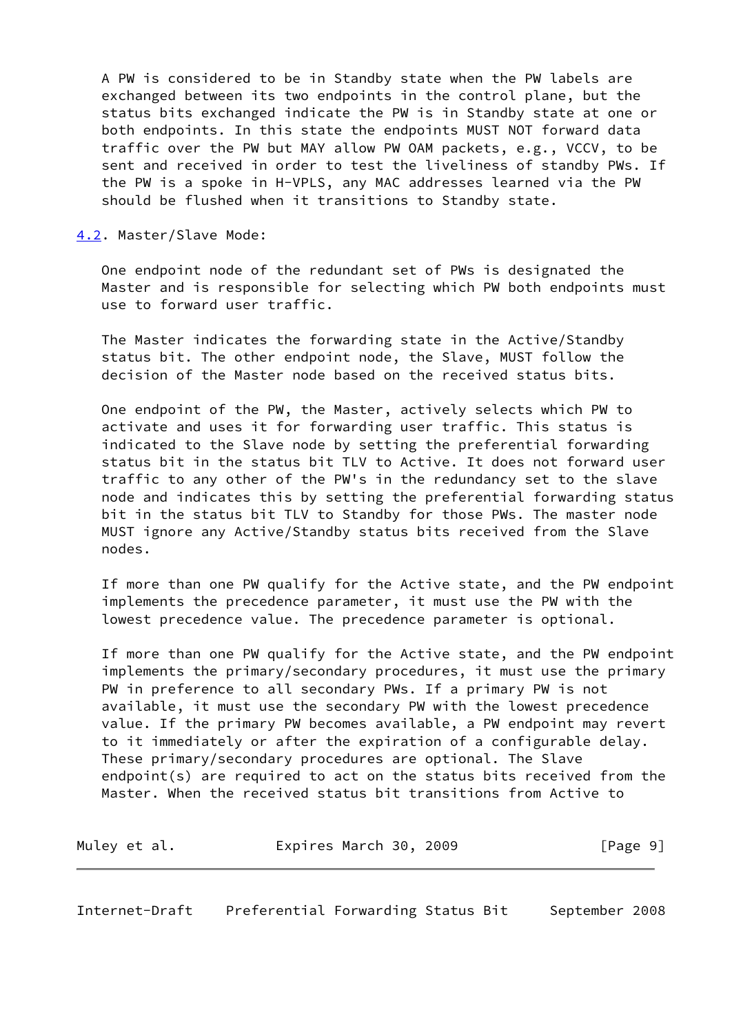A PW is considered to be in Standby state when the PW labels are exchanged between its two endpoints in the control plane, but the status bits exchanged indicate the PW is in Standby state at one or both endpoints. In this state the endpoints MUST NOT forward data traffic over the PW but MAY allow PW OAM packets, e.g., VCCV, to be sent and received in order to test the liveliness of standby PWs. If the PW is a spoke in H-VPLS, any MAC addresses learned via the PW should be flushed when it transitions to Standby state.

### 4.2. Master/Slave Mode:

One endpoint node of the redundant set of PWs is designated the Master and is responsible for selecting which PW both endpoints must use to forward user traffic.

The Master indicates the forwarding state in the Active/Standby status bit. The other endpoint node, the Slave, MUST follow the decision of the Master node based on the received status bits.

One endpoint of the PW, the Master, actively selects which PW to activate and uses it for forwarding user traffic. This status is indicated to the Slave node by setting the preferential forwarding status bit in the status bit TLV to Active. It does not forward user traffic to any other of the PW's in the redundancy set to the slave node and indicates this by setting the preferential forwarding status bit in the status bit TLV to Standby for those PWs. The master node MUST ignore any Active/Standby status bits received from the Slave nodes.

If more than one PW qualify for the Active state, and the PW endpoint implements the precedence parameter, it must use the PW with the lowest precedence value. The precedence parameter is optional.

If more than one PW qualify for the Active state, and the PW endpoint implements the primary/secondary procedures, it must use the primary PW in preference to all secondary PWs. If a primary PW is not available, it must use the secondary PW with the lowest precedence value. If the primary PW becomes available, a PW endpoint may revert to it immediately or after the expiration of a configurable delay. These primary/secondary procedures are optional. The Slave endpoint(s) are required to act on the status bits received from the Master. When the received status bit transitions from Active to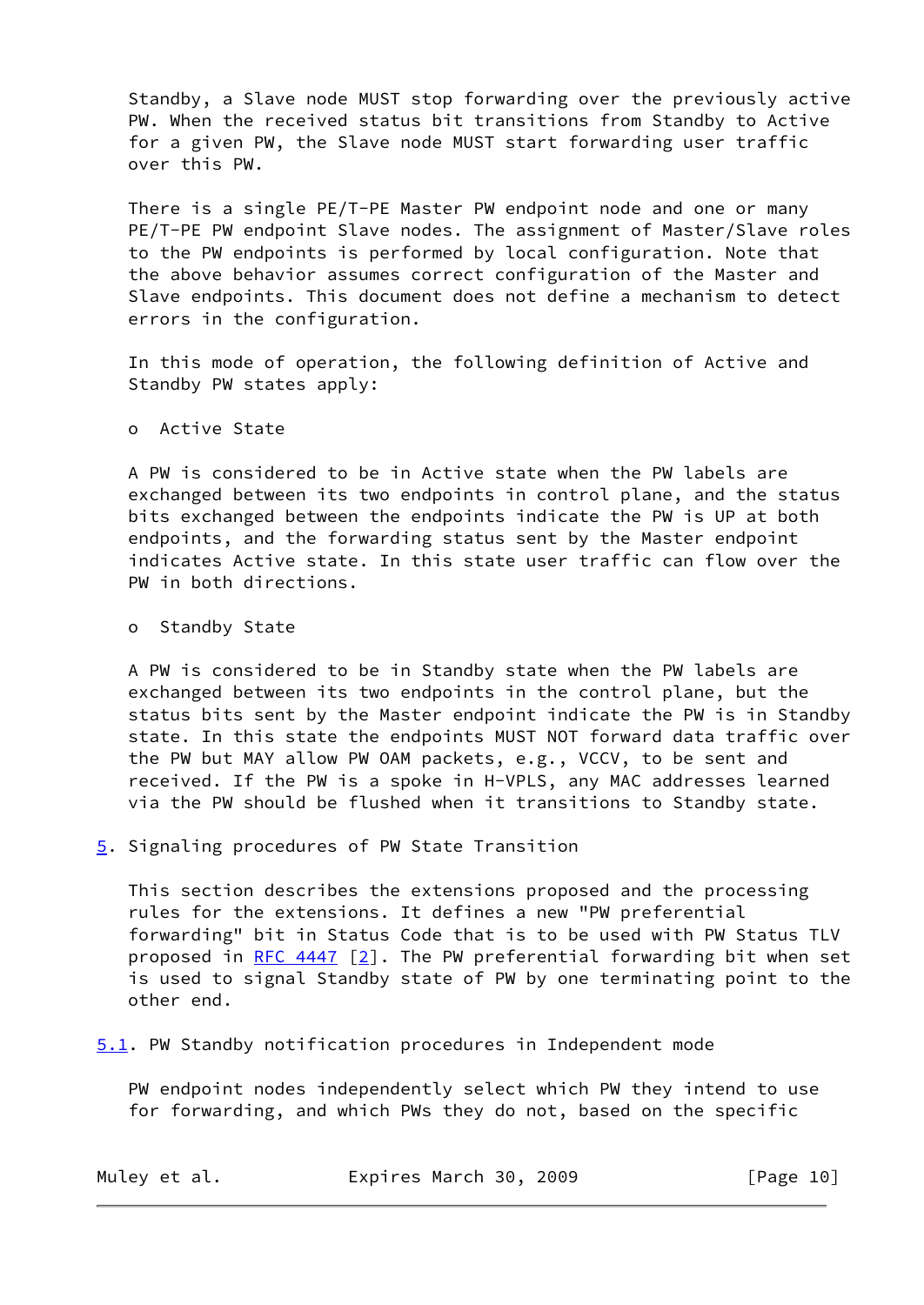Standby, a Slave node MUST stop forwarding over the previously active PW. When the received status bit transitions from Standby to Active for a given PW, the Slave node MUST start forwarding user traffic over this PW.

There is a single PE/T-PE Master PW endpoint node and one or many PE/T-PE PW endpoint Slave nodes. The assignment of Master/Slave roles to the PW endpoints is performed by local configuration. Note that the above behavior assumes correct configuration of the Master and Slave endpoints. This document does not define a mechanism to detect errors in the configuration.

In this mode of operation, the following definition of Active and Standby PW states apply:

- Active State

A PW is considered to be in Active state when the PW labels are exchanged between its two endpoints in control plane, and the status bits exchanged between the endpoints indicate the PW is UP at both endpoints, and the forwarding status sent by the Master endpoint indicates Active state. In this state user traffic can flow over the PW in both directions.

- Standby State

A PW is considered to be in Standby state when the PW labels are exchanged between its two endpoints in the control plane, but the status bits sent by the Master endpoint indicate the PW is in Standby state. In this state the endpoints MUST NOT forward data traffic over the PW but MAY allow PW OAM packets, e.g., VCCV, to be sent and received. If the PW is a spoke in H-VPLS, any MAC addresses learned via the PW should be flushed when it transitions to Standby state.

## 5. Signaling procedures of PW State Transition

This section describes the extensions proposed and the processing rules for the extensions. It defines a new "PW preferential forwarding" bit in Status Code that is to be used with PW Status TLV proposed in RFC 4447 [2]. The PW preferential forwarding bit when set is used to signal Standby state of PW by one terminating point to the other end.

### 5.1. PW Standby notification procedures in Independent mode

PW endpoint nodes independently select which PW they intend to use for forwarding, and which PWs they do not, based on the specific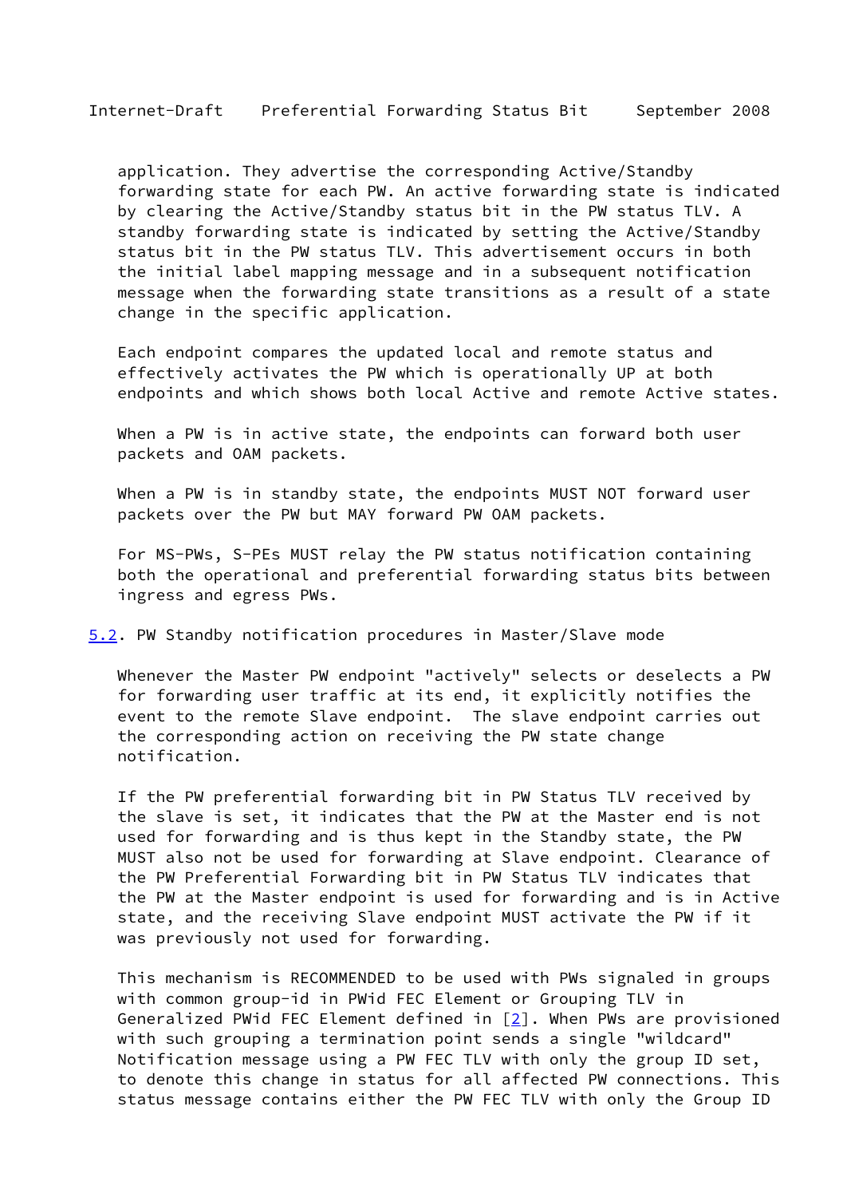application. They advertise the corresponding Active/Standby forwarding state for each PW. An active forwarding state is indicated by clearing the Active/Standby status bit in the PW status TLV. A standby forwarding state is indicated by setting the Active/Standby status bit in the PW status TLV. This advertisement occurs in both the initial label mapping message and in a subsequent notification message when the forwarding state transitions as a result of a state change in the specific application.

Each endpoint compares the updated local and remote status and effectively activates the PW which is operationally UP at both endpoints and which shows both local Active and remote Active states.

When a PW is in active state, the endpoints can forward both user packets and OAM packets.

When a PW is in standby state, the endpoints MUST NOT forward user packets over the PW but MAY forward PW OAM packets.

For MS-PWs, S-PEs MUST relay the PW status notification containing both the operational and preferential forwarding status bits between ingress and egress PWs.

## 5.2. PW Standby notification procedures in Master/Slave mode

Whenever the Master PW endpoint "actively" selects or deselects a PW for forwarding user traffic at its end, it explicitly notifies the event to the remote Slave endpoint. The slave endpoint carries out the corresponding action on receiving the PW state change notification.

If the PW preferential forwarding bit in PW Status TLV received by the slave is set, it indicates that the PW at the Master end is not used for forwarding and is thus kept in the Standby state, the PW MUST also not be used for forwarding at Slave endpoint. Clearance of the PW Preferential Forwarding bit in PW Status TLV indicates that the PW at the Master endpoint is used for forwarding and is in Active state, and the receiving Slave endpoint MUST activate the PW if it was previously not used for forwarding.

This mechanism is RECOMMENDED to be used with PWs signaled in groups with common group-id in PWid FEC Element or Grouping TLV in Generalized PWid FEC Element defined in [2]. When PWs are provisioned with such grouping a termination point sends a single "wildcard" Notification message using a PW FEC TLV with only the group ID set, to denote this change in status for all affected PW connections. This status message contains either the PW FEC TLV with only the Group ID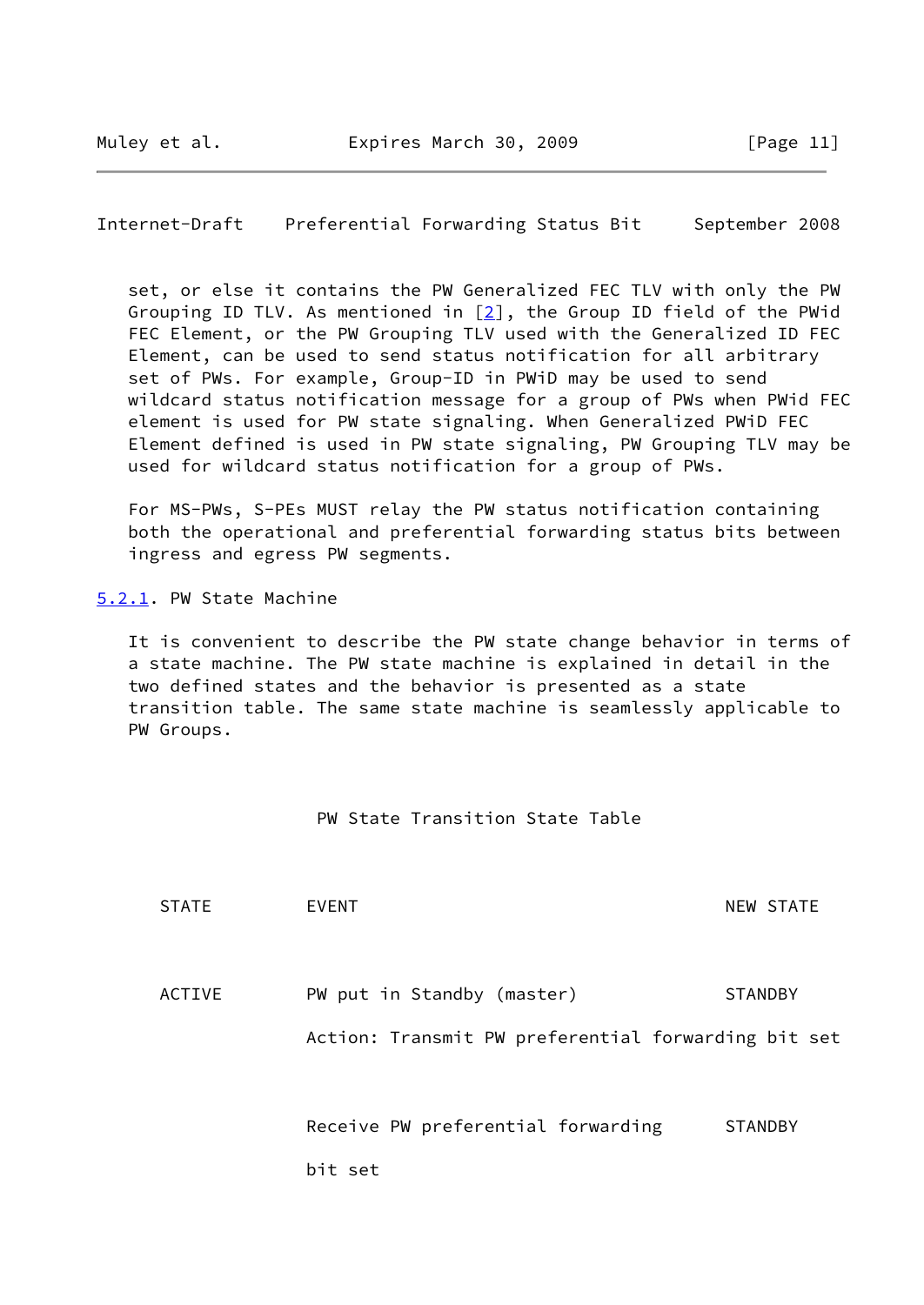set, or else it contains the PW Generalized FEC TLV with only the PW Grouping ID TLV. As mentioned in [2], the Group ID field of the PWid FEC Element, or the PW Grouping TLV used with the Generalized ID FEC Element, can be used to send status notification for all arbitrary set of PWs. For example, Group-ID in PWiD may be used to send wildcard status notification message for a group of PWs when PWid FEC element is used for PW state signaling. When Generalized PWiD FEC Element defined is used in PW state signaling, PW Grouping TLV may be used for wildcard status notification for a group of PWs.

For MS-PWs, S-PEs MUST relay the PW status notification containing both the operational and preferential forwarding status bits between ingress and egress PW segments.

### 5.2.1. PW State Machine

It is convenient to describe the PW state change behavior in terms of a state machine. The PW state machine is explained in detail in the two defined states and the behavior is presented as a state transition table. The same state machine is seamlessly applicable to PW Groups.

PW State Transition State Table

| STATE | EVENT | NEW STATE |
|---|---|---|
| ACTIVE | PW put in Standby (master) | STANDBY |
| | Action: Transmit PW preferential forwarding bit set | |
| | Receive PW preferential forwarding bit set | STANDBY |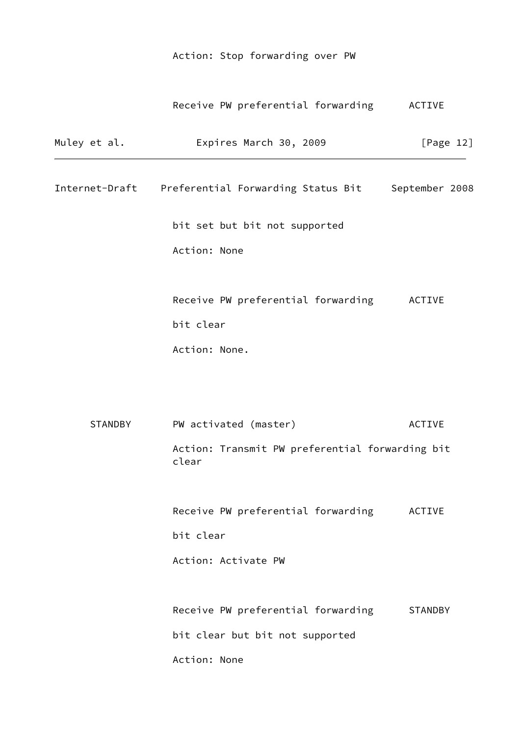```
                     Action: Stop forwarding over PW


                     Receive PW preferential forwarding      ACTIVE

                     bit set but bit not supported

                     Action: None


                     Receive PW preferential forwarding      ACTIVE

                     bit clear

                     Action: None.




         STANDBY     PW activated (master)                   ACTIVE

                     Action: Transmit PW preferential forwarding bit
                     clear


                     Receive PW preferential forwarding      ACTIVE

                     bit clear

                     Action: Activate PW


                     Receive PW preferential forwarding      STANDBY

                     bit clear but bit not supported

                     Action: None
```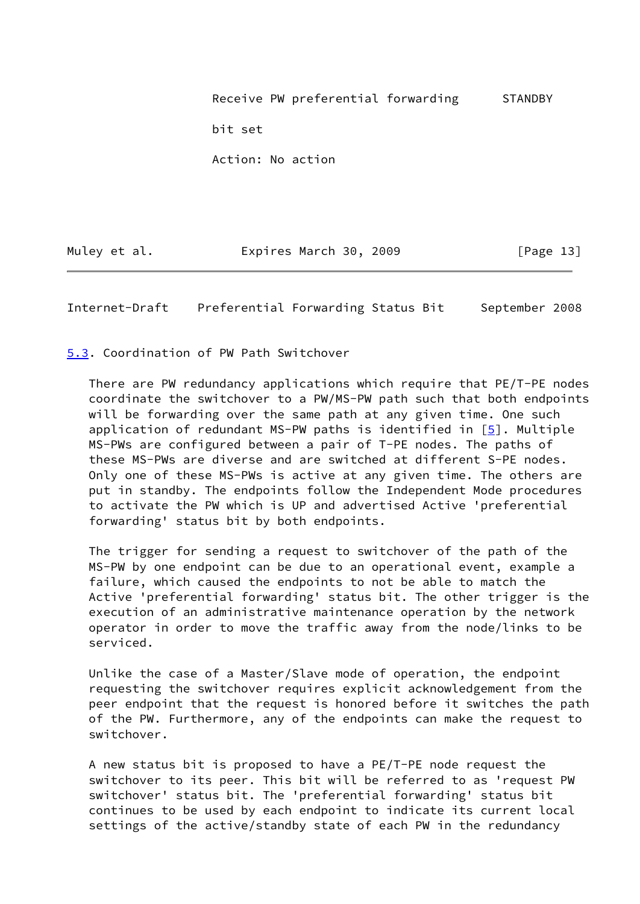Receive PW preferential forwarding      STANDBY

bit set

Action: No action

## 5.3. Coordination of PW Path Switchover

There are PW redundancy applications which require that PE/T-PE nodes coordinate the switchover to a PW/MS-PW path such that both endpoints will be forwarding over the same path at any given time. One such application of redundant MS-PW paths is identified in [5]. Multiple MS-PWs are configured between a pair of T-PE nodes. The paths of these MS-PWs are diverse and are switched at different S-PE nodes. Only one of these MS-PWs is active at any given time. The others are put in standby. The endpoints follow the Independent Mode procedures to activate the PW which is UP and advertised Active 'preferential forwarding' status bit by both endpoints.

The trigger for sending a request to switchover of the path of the MS-PW by one endpoint can be due to an operational event, example a failure, which caused the endpoints to not be able to match the Active 'preferential forwarding' status bit. The other trigger is the execution of an administrative maintenance operation by the network operator in order to move the traffic away from the node/links to be serviced.

Unlike the case of a Master/Slave mode of operation, the endpoint requesting the switchover requires explicit acknowledgement from the peer endpoint that the request is honored before it switches the path of the PW. Furthermore, any of the endpoints can make the request to switchover.

A new status bit is proposed to have a PE/T-PE node request the switchover to its peer. This bit will be referred to as 'request PW switchover' status bit. The 'preferential forwarding' status bit continues to be used by each endpoint to indicate its current local settings of the active/standby state of each PW in the redundancy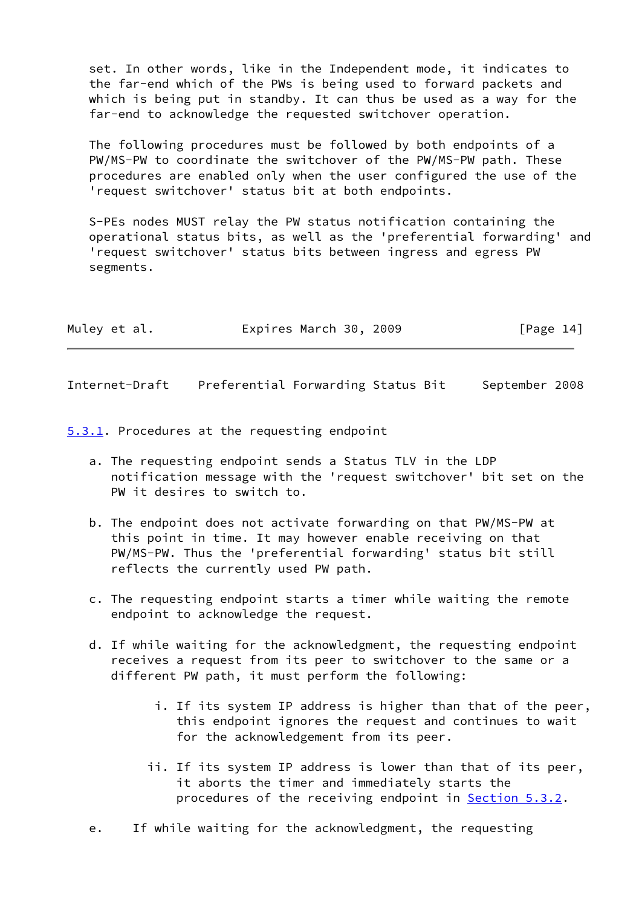set. In other words, like in the Independent mode, it indicates to the far-end which of the PWs is being used to forward packets and which is being put in standby. It can thus be used as a way for the far-end to acknowledge the requested switchover operation.

The following procedures must be followed by both endpoints of a PW/MS-PW to coordinate the switchover of the PW/MS-PW path. These procedures are enabled only when the user configured the use of the 'request switchover' status bit at both endpoints.

S-PEs nodes MUST relay the PW status notification containing the operational status bits, as well as the 'preferential forwarding' and 'request switchover' status bits between ingress and egress PW segments.

### 5.3.1. Procedures at the requesting endpoint

a. The requesting endpoint sends a Status TLV in the LDP notification message with the 'request switchover' bit set on the PW it desires to switch to.

b. The endpoint does not activate forwarding on that PW/MS-PW at this point in time. It may however enable receiving on that PW/MS-PW. Thus the 'preferential forwarding' status bit still reflects the currently used PW path.

c. The requesting endpoint starts a timer while waiting the remote endpoint to acknowledge the request.

d. If while waiting for the acknowledgment, the requesting endpoint receives a request from its peer to switchover to the same or a different PW path, it must perform the following:

   i. If its system IP address is higher than that of the peer, this endpoint ignores the request and continues to wait for the acknowledgement from its peer.

   ii. If its system IP address is lower than that of its peer, it aborts the timer and immediately starts the procedures of the receiving endpoint in Section 5.3.2.

e. If while waiting for the acknowledgment, the requesting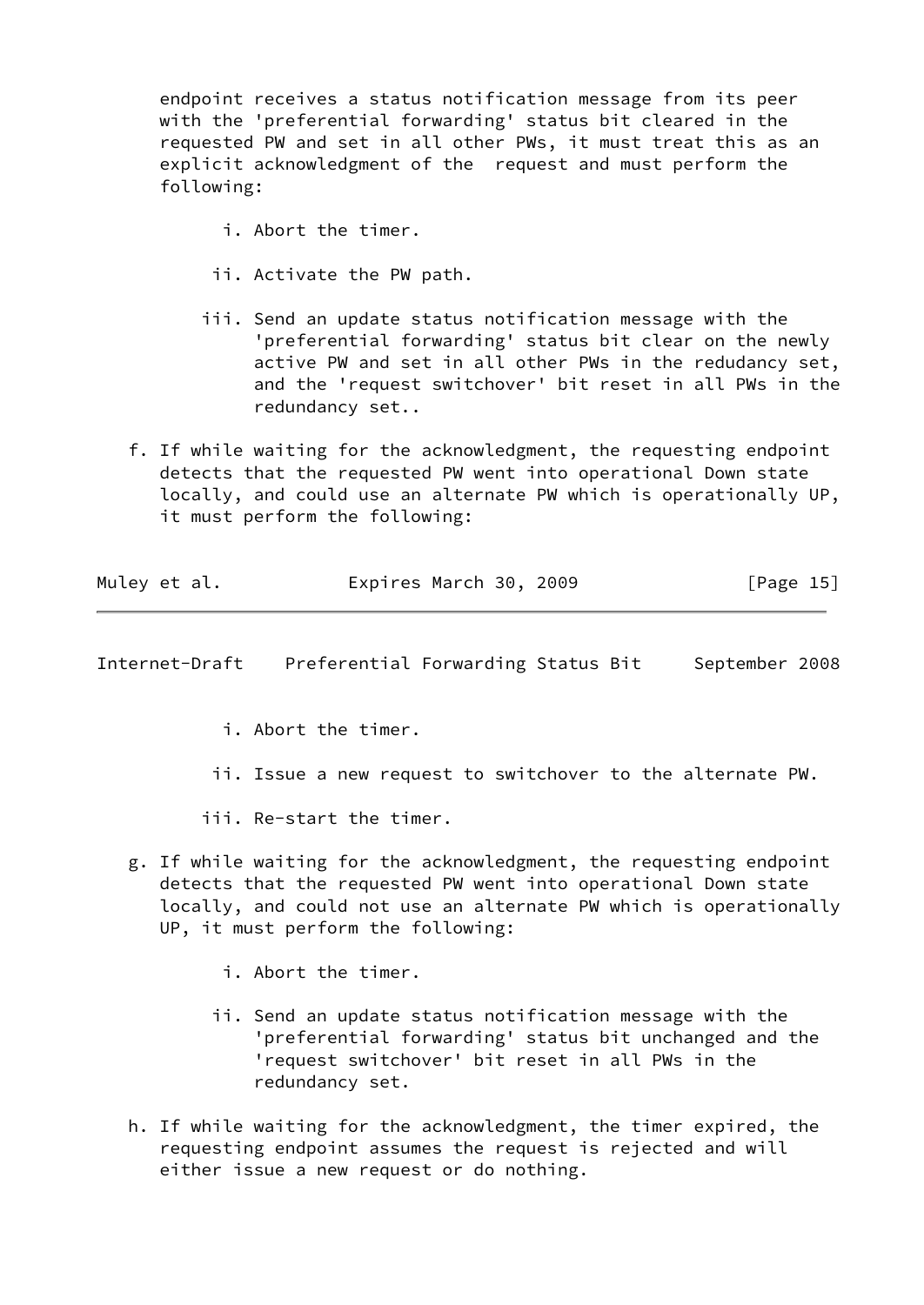endpoint receives a status notification message from its peer with the 'preferential forwarding' status bit cleared in the requested PW and set in all other PWs, it must treat this as an explicit acknowledgment of the request and must perform the following:

   i. Abort the timer.

   ii. Activate the PW path.

   iii. Send an update status notification message with the 'preferential forwarding' status bit clear on the newly active PW and set in all other PWs in the redudancy set, and the 'request switchover' bit reset in all PWs in the redundancy set..

f. If while waiting for the acknowledgment, the requesting endpoint detects that the requested PW went into operational Down state locally, and could use an alternate PW which is operationally UP, it must perform the following:

   i. Abort the timer.

   ii. Issue a new request to switchover to the alternate PW.

   iii. Re-start the timer.

g. If while waiting for the acknowledgment, the requesting endpoint detects that the requested PW went into operational Down state locally, and could not use an alternate PW which is operationally UP, it must perform the following:

   i. Abort the timer.

   ii. Send an update status notification message with the 'preferential forwarding' status bit unchanged and the 'request switchover' bit reset in all PWs in the redundancy set.

h. If while waiting for the acknowledgment, the timer expired, the requesting endpoint assumes the request is rejected and will either issue a new request or do nothing.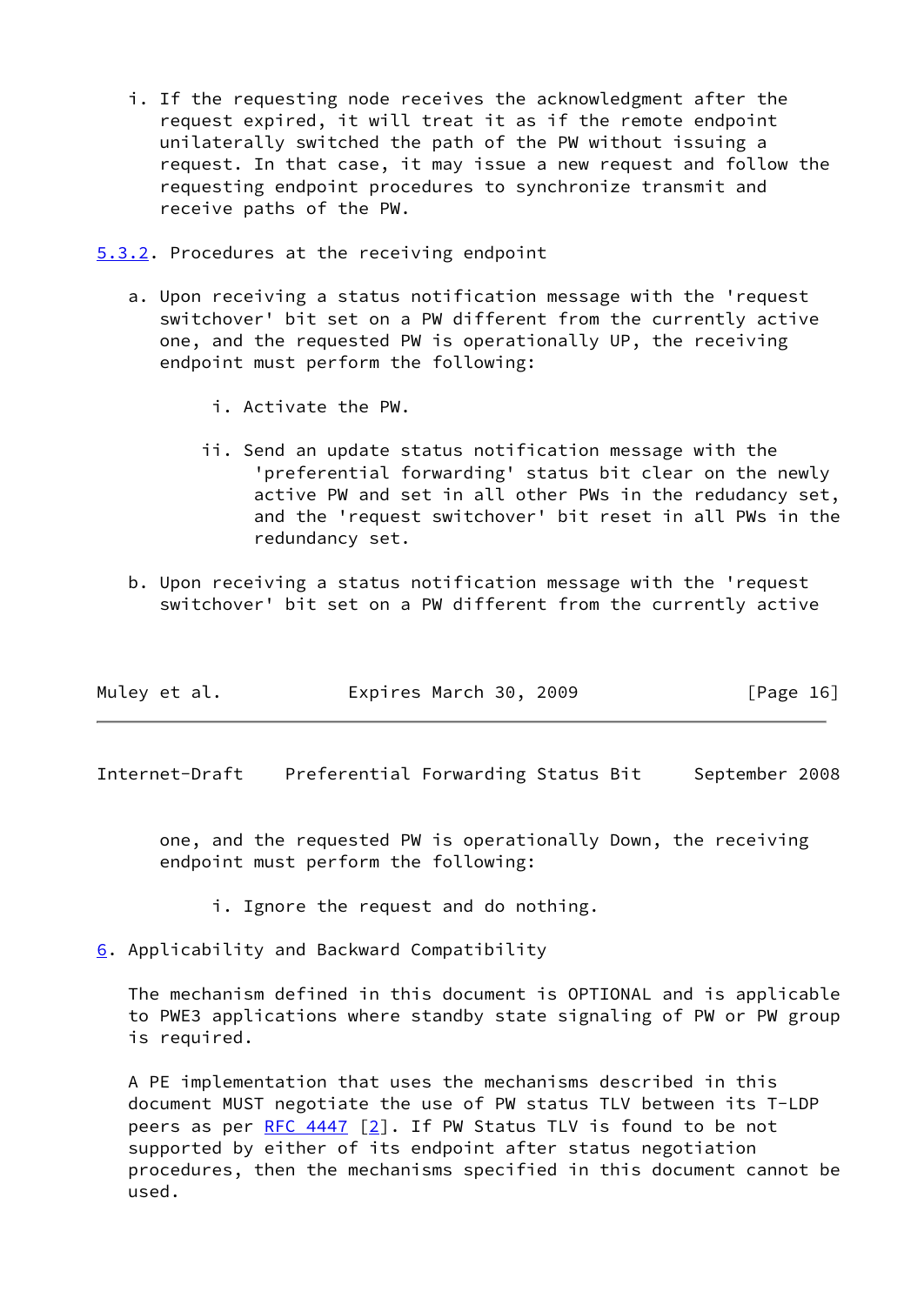i. If the requesting node receives the acknowledgment after the request expired, it will treat it as if the remote endpoint unilaterally switched the path of the PW without issuing a request. In that case, it may issue a new request and follow the requesting endpoint procedures to synchronize transmit and receive paths of the PW.

### 5.3.2. Procedures at the receiving endpoint

a. Upon receiving a status notification message with the 'request switchover' bit set on a PW different from the currently active one, and the requested PW is operationally UP, the receiving endpoint must perform the following:

   i. Activate the PW.

   ii. Send an update status notification message with the 'preferential forwarding' status bit clear on the newly active PW and set in all other PWs in the redudancy set, and the 'request switchover' bit reset in all PWs in the redundancy set.

b. Upon receiving a status notification message with the 'request switchover' bit set on a PW different from the currently active one, and the requested PW is operationally Down, the receiving endpoint must perform the following:

   i. Ignore the request and do nothing.

## 6. Applicability and Backward Compatibility

The mechanism defined in this document is OPTIONAL and is applicable to PWE3 applications where standby state signaling of PW or PW group is required.

A PE implementation that uses the mechanisms described in this document MUST negotiate the use of PW status TLV between its T-LDP peers as per RFC 4447 [2]. If PW Status TLV is found to be not supported by either of its endpoint after status negotiation procedures, then the mechanisms specified in this document cannot be used.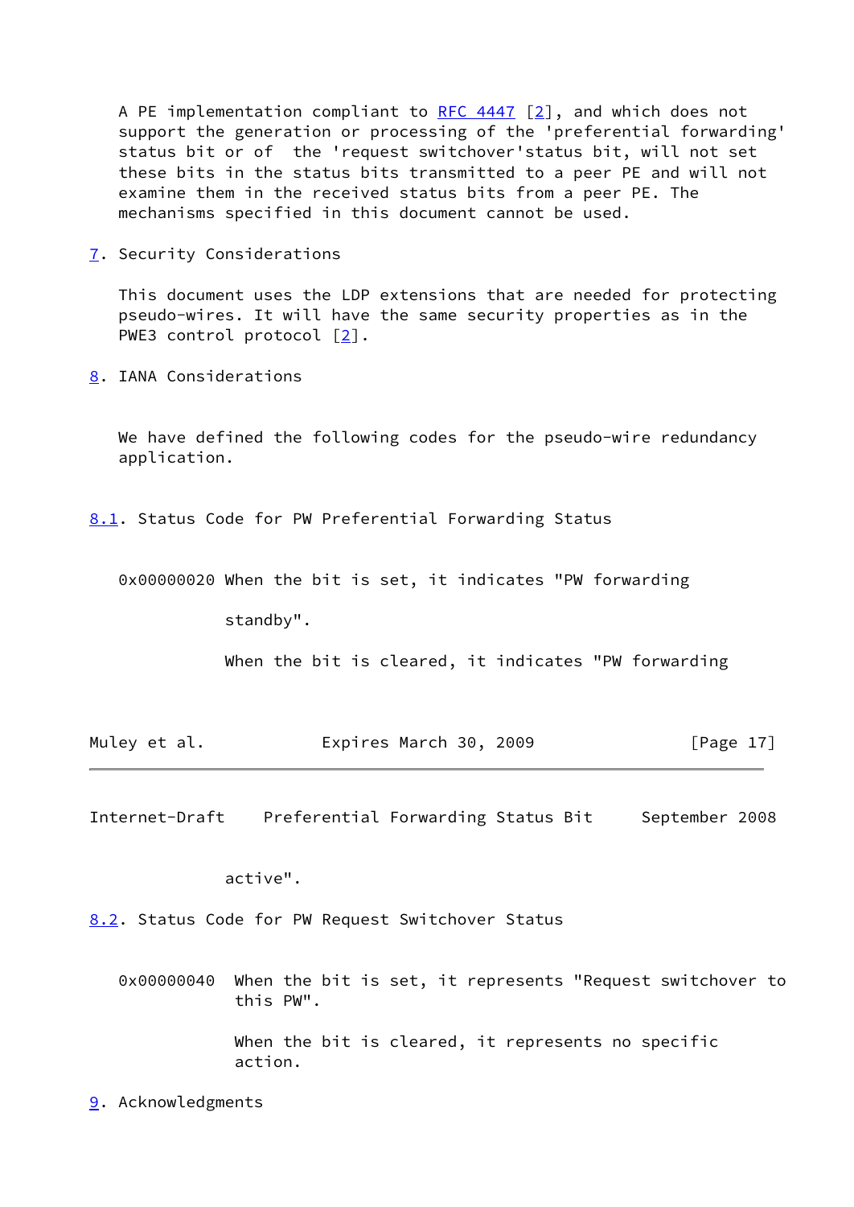A PE implementation compliant to RFC 4447 [2], and which does not support the generation or processing of the 'preferential forwarding' status bit or of the 'request switchover'status bit, will not set these bits in the status bits transmitted to a peer PE and will not examine them in the received status bits from a peer PE. The mechanisms specified in this document cannot be used.

## 7. Security Considerations

This document uses the LDP extensions that are needed for protecting pseudo-wires. It will have the same security properties as in the PWE3 control protocol [2].

## 8. IANA Considerations

We have defined the following codes for the pseudo-wire redundancy application.

### 8.1. Status Code for PW Preferential Forwarding Status

0x00000020 When the bit is set, it indicates "PW forwarding standby".

When the bit is cleared, it indicates "PW forwarding active".

### 8.2. Status Code for PW Request Switchover Status

0x00000040 When the bit is set, it represents "Request switchover to this PW".

When the bit is cleared, it represents no specific action.

## 9. Acknowledgments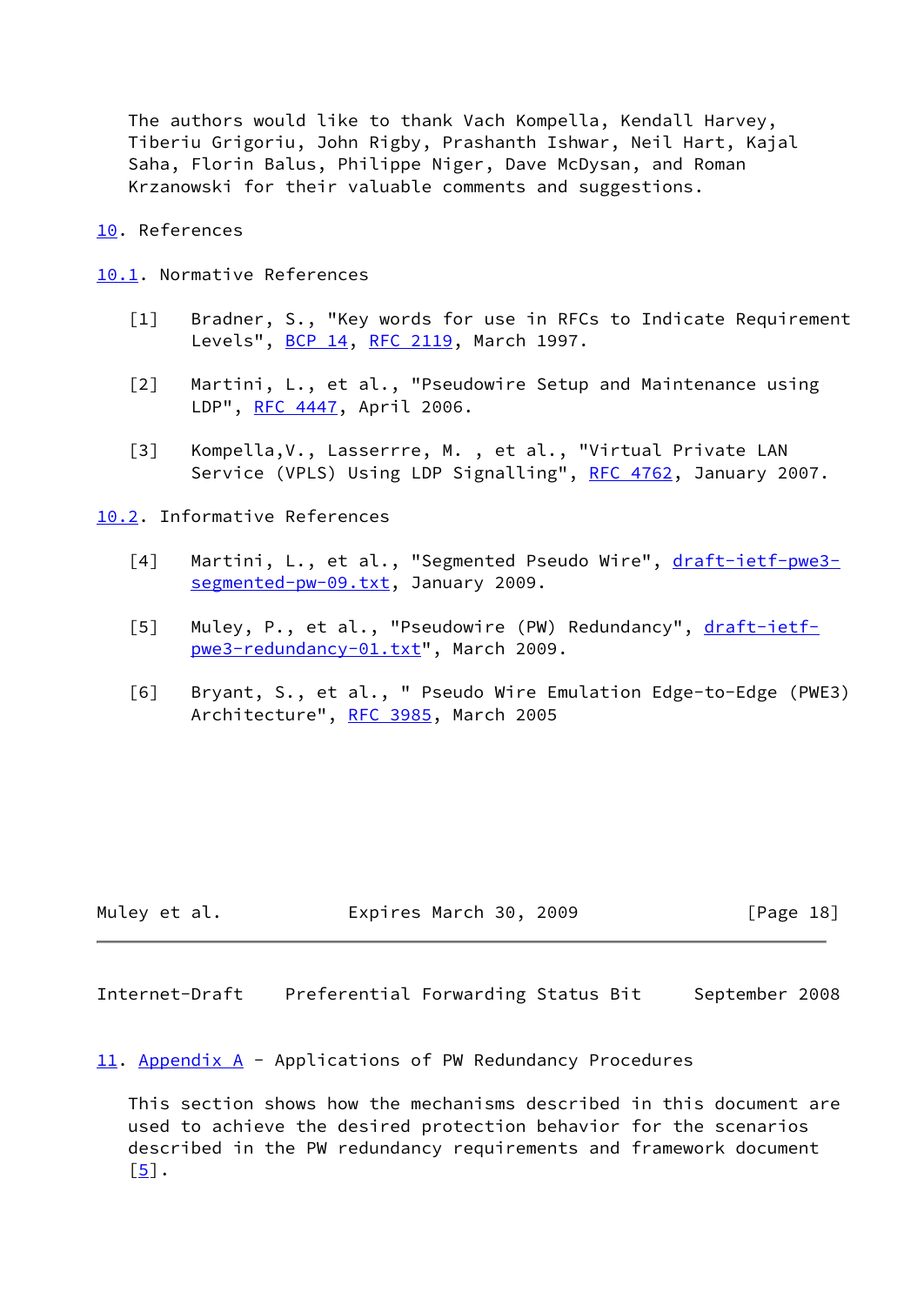The authors would like to thank Vach Kompella, Kendall Harvey, Tiberiu Grigoriu, John Rigby, Prashanth Ishwar, Neil Hart, Kajal Saha, Florin Balus, Philippe Niger, Dave McDysan, and Roman Krzanowski for their valuable comments and suggestions.

## 10. References

### 10.1. Normative References

[1] Bradner, S., "Key words for use in RFCs to Indicate Requirement Levels", BCP 14, RFC 2119, March 1997.

[2] Martini, L., et al., "Pseudowire Setup and Maintenance using LDP", RFC 4447, April 2006.

[3] Kompella,V., Lasserre, M. , et al., "Virtual Private LAN Service (VPLS) Using LDP Signalling", RFC 4762, January 2007.

### 10.2. Informative References

[4] Martini, L., et al., "Segmented Pseudo Wire", draft-ietf-pwe3-segmented-pw-09.txt, January 2009.

[5] Muley, P., et al., "Pseudowire (PW) Redundancy", draft-ietf-pwe3-redundancy-01.txt", March 2009.

[6] Bryant, S., et al., " Pseudo Wire Emulation Edge-to-Edge (PWE3) Architecture", RFC 3985, March 2005

## 11. Appendix A - Applications of PW Redundancy Procedures

This section shows how the mechanisms described in this document are used to achieve the desired protection behavior for the scenarios described in the PW redundancy requirements and framework document [5].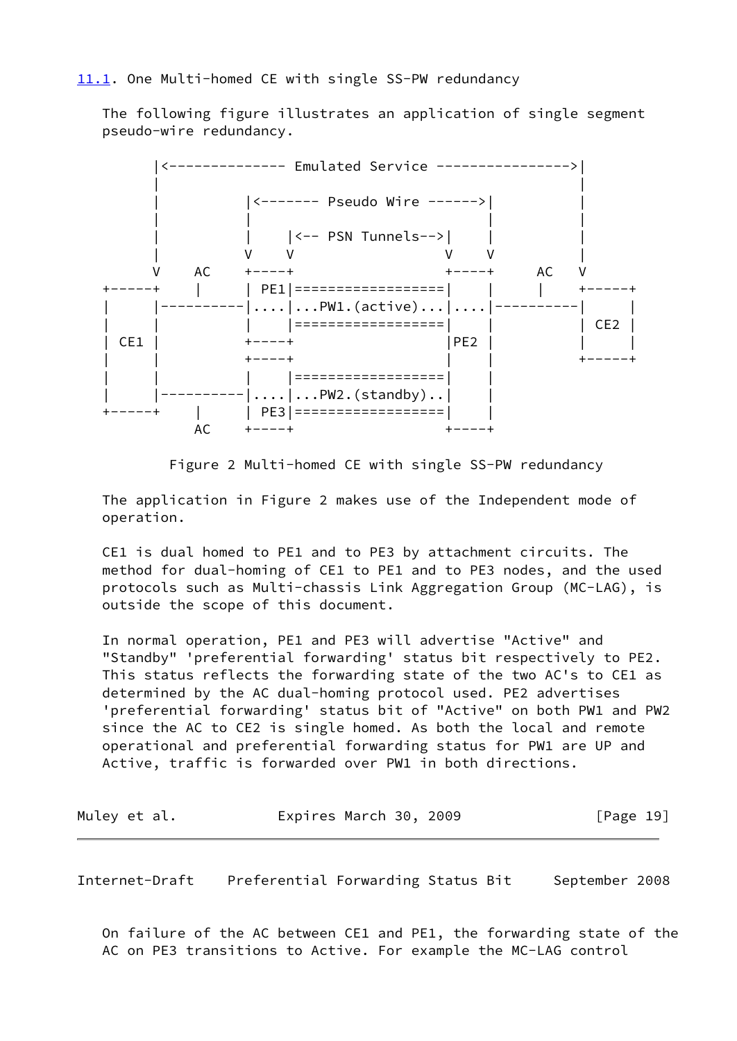## 11.1. One Multi-homed CE with single SS-PW redundancy

The following figure illustrates an application of single segment pseudo-wire redundancy.

```
       |<-------------- Emulated Service ---------------->|
       |                                                  |
       |          |<------- Pseudo Wire ------>|          |
       |          |                            |          |
       |          |    |<-- PSN Tunnels-->|    |          |
       |          V    V                  V    V          |
       V    AC    +----+                  +----+     AC   V
 +-----+    |     | PE1|==================|    |     |    +-----+
 |     |----------|....|...PW1.(active)...|....|----------|     |
 |     |          |    |==================|    |          | CE2 |
 | CE1 |          +----+                  |PE2 |          |     |
 |     |          +----+                  |    |          +-----+
 |     |          |    |==================|    |
 |     |----------|....|...PW2.(standby)..|    |
 +-----+    |     | PE3|==================|    |
            AC    +----+                  +----+
```

Figure 2 Multi-homed CE with single SS-PW redundancy

The application in Figure 2 makes use of the Independent mode of operation.

CE1 is dual homed to PE1 and to PE3 by attachment circuits. The method for dual-homing of CE1 to PE1 and to PE3 nodes, and the used protocols such as Multi-chassis Link Aggregation Group (MC-LAG), is outside the scope of this document.

In normal operation, PE1 and PE3 will advertise "Active" and "Standby" 'preferential forwarding' status bit respectively to PE2. This status reflects the forwarding state of the two AC's to CE1 as determined by the AC dual-homing protocol used. PE2 advertises 'preferential forwarding' status bit of "Active" on both PW1 and PW2 since the AC to CE2 is single homed. As both the local and remote operational and preferential forwarding status for PW1 are UP and Active, traffic is forwarded over PW1 in both directions.

On failure of the AC between CE1 and PE1, the forwarding state of the AC on PE3 transitions to Active. For example the MC-LAG control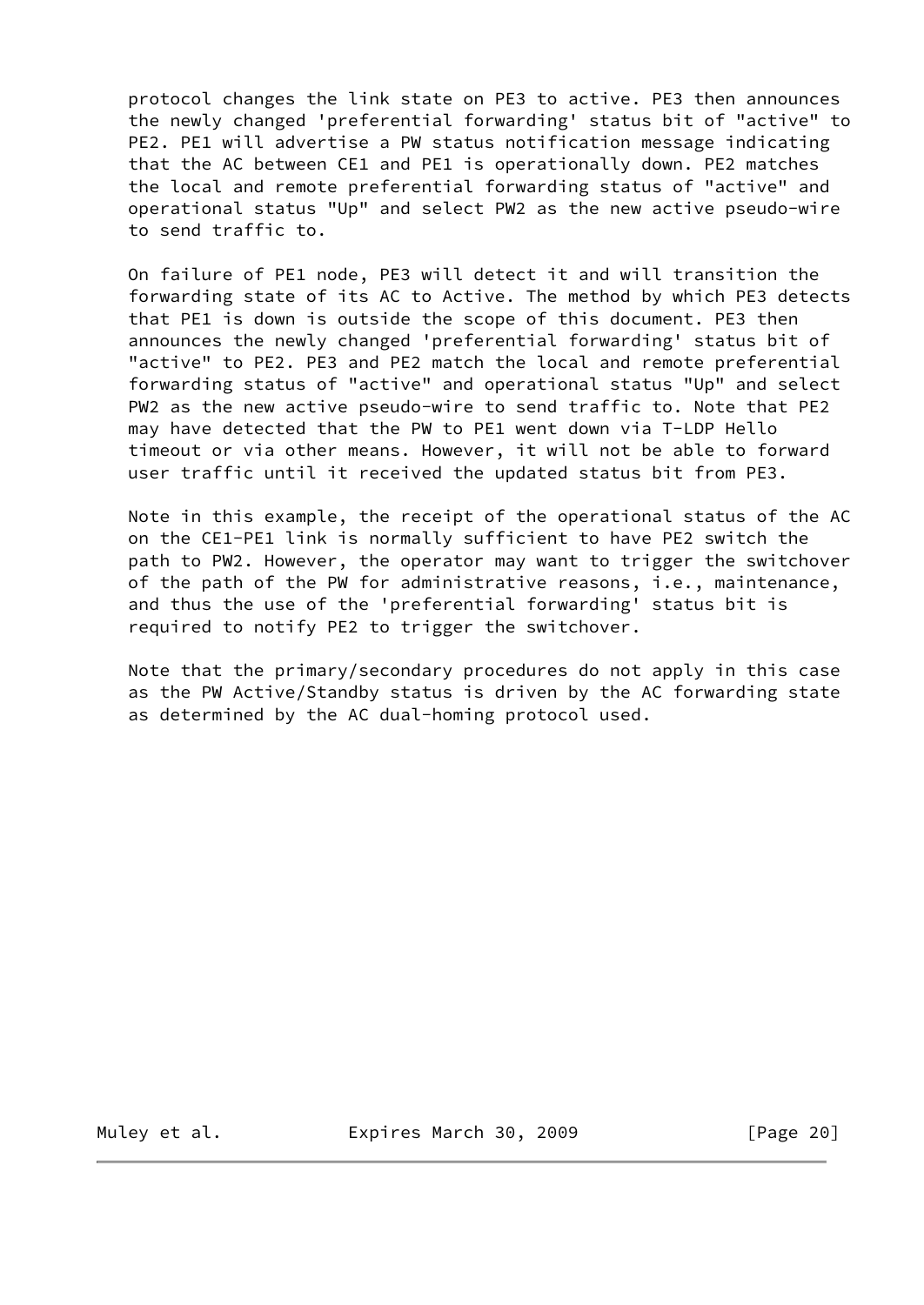protocol changes the link state on PE3 to active. PE3 then announces the newly changed 'preferential forwarding' status bit of "active" to PE2. PE1 will advertise a PW status notification message indicating that the AC between CE1 and PE1 is operationally down. PE2 matches the local and remote preferential forwarding status of "active" and operational status "Up" and select PW2 as the new active pseudo-wire to send traffic to.

On failure of PE1 node, PE3 will detect it and will transition the forwarding state of its AC to Active. The method by which PE3 detects that PE1 is down is outside the scope of this document. PE3 then announces the newly changed 'preferential forwarding' status bit of "active" to PE2. PE3 and PE2 match the local and remote preferential forwarding status of "active" and operational status "Up" and select PW2 as the new active pseudo-wire to send traffic to. Note that PE2 may have detected that the PW to PE1 went down via T-LDP Hello timeout or via other means. However, it will not be able to forward user traffic until it received the updated status bit from PE3.

Note in this example, the receipt of the operational status of the AC on the CE1-PE1 link is normally sufficient to have PE2 switch the path to PW2. However, the operator may want to trigger the switchover of the path of the PW for administrative reasons, i.e., maintenance, and thus the use of the 'preferential forwarding' status bit is required to notify PE2 to trigger the switchover.

Note that the primary/secondary procedures do not apply in this case as the PW Active/Standby status is driven by the AC forwarding state as determined by the AC dual-homing protocol used.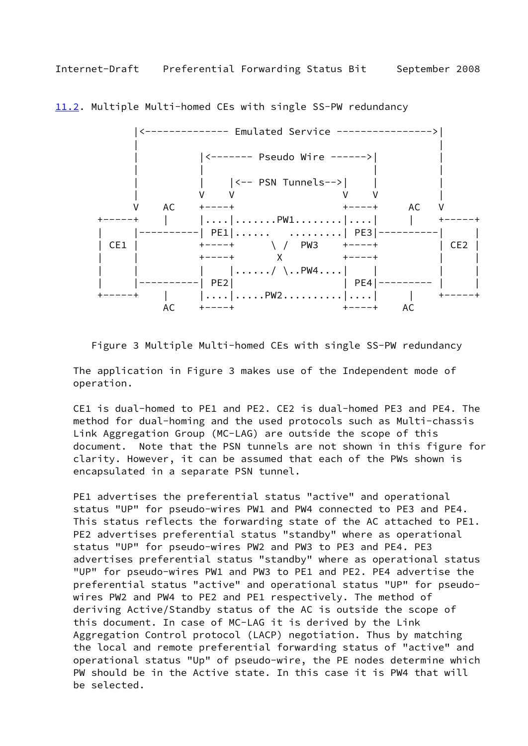## 11.2. Multiple Multi-homed CEs with single SS-PW redundancy

```
          |<-------------- Emulated Service ---------------->|
          |                                                  |
          |          |<------- Pseudo Wire ------>|          |
          |          |                            |          |
          |          |    |<-- PSN Tunnels-->|    |          |
          |          V    V                  V    V          |
          V    AC    +----+                  +----+     AC   V
    +-----+    |     |....|.......PW1........|....|     |    +-----+
    |     |----------| PE1|......   .........| PE3|----------|     |
    | CE1 |          +----+      \ /  PW3    +----+          | CE2 |
    |     |          +----+       X          +----+          |     |
    |     |          |    |....../ \..PW4....|    |          |     |
    |     |----------| PE2|                  | PE4|--------- |     |
    +-----+    |     |....|.....PW2..........|....|     |    +-----+
               AC    +----+                  +----+    AC
```

Figure 3 Multiple Multi-homed CEs with single SS-PW redundancy

The application in Figure 3 makes use of the Independent mode of operation.

CE1 is dual-homed to PE1 and PE2. CE2 is dual-homed PE3 and PE4. The method for dual-homing and the used protocols such as Multi-chassis Link Aggregation Group (MC-LAG) are outside the scope of this document. Note that the PSN tunnels are not shown in this figure for clarity. However, it can be assumed that each of the PWs shown is encapsulated in a separate PSN tunnel.

PE1 advertises the preferential status "active" and operational status "UP" for pseudo-wires PW1 and PW4 connected to PE3 and PE4. This status reflects the forwarding state of the AC attached to PE1. PE2 advertises preferential status "standby" where as operational status "UP" for pseudo-wires PW2 and PW3 to PE3 and PE4. PE3 advertises preferential status "standby" where as operational status "UP" for pseudo-wires PW1 and PW3 to PE1 and PE2. PE4 advertise the preferential status "active" and operational status "UP" for pseudo-wires PW2 and PW4 to PE2 and PE1 respectively. The method of deriving Active/Standby status of the AC is outside the scope of this document. In case of MC-LAG it is derived by the Link Aggregation Control protocol (LACP) negotiation. Thus by matching the local and remote preferential forwarding status of "active" and operational status "Up" of pseudo-wire, the PE nodes determine which PW should be in the Active state. In this case it is PW4 that will be selected.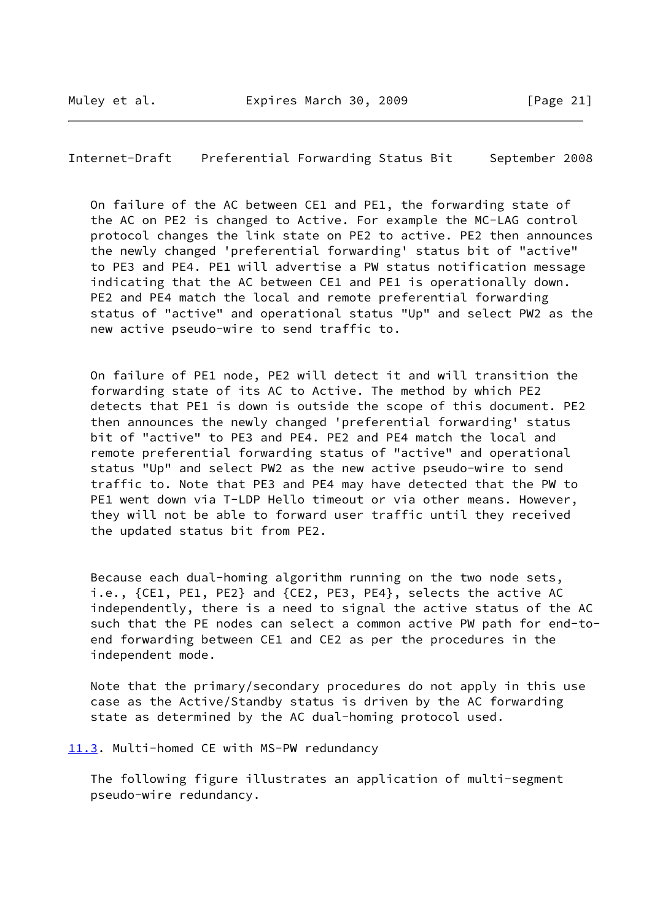On failure of the AC between CE1 and PE1, the forwarding state of the AC on PE2 is changed to Active. For example the MC-LAG control protocol changes the link state on PE2 to active. PE2 then announces the newly changed 'preferential forwarding' status bit of "active" to PE3 and PE4. PE1 will advertise a PW status notification message indicating that the AC between CE1 and PE1 is operationally down. PE2 and PE4 match the local and remote preferential forwarding status of "active" and operational status "Up" and select PW2 as the new active pseudo-wire to send traffic to.

On failure of PE1 node, PE2 will detect it and will transition the forwarding state of its AC to Active. The method by which PE2 detects that PE1 is down is outside the scope of this document. PE2 then announces the newly changed 'preferential forwarding' status bit of "active" to PE3 and PE4. PE2 and PE4 match the local and remote preferential forwarding status of "active" and operational status "Up" and select PW2 as the new active pseudo-wire to send traffic to. Note that PE3 and PE4 may have detected that the PW to PE1 went down via T-LDP Hello timeout or via other means. However, they will not be able to forward user traffic until they received the updated status bit from PE2.

Because each dual-homing algorithm running on the two node sets, i.e., {CE1, PE1, PE2} and {CE2, PE3, PE4}, selects the active AC independently, there is a need to signal the active status of the AC such that the PE nodes can select a common active PW path for end-to-end forwarding between CE1 and CE2 as per the procedures in the independent mode.

Note that the primary/secondary procedures do not apply in this use case as the Active/Standby status is driven by the AC forwarding state as determined by the AC dual-homing protocol used.

### 11.3. Multi-homed CE with MS-PW redundancy

The following figure illustrates an application of multi-segment pseudo-wire redundancy.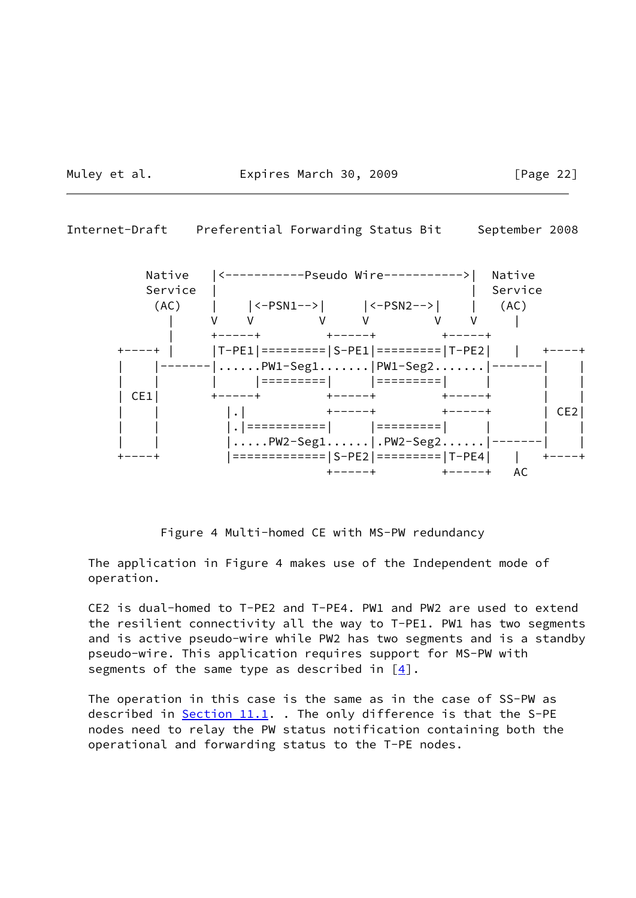```
          Native   |<-----------Pseudo Wire----------->|  Native
          Service  |                                   |  Service
           (AC)    |     |<-PSN1-->|      |<-PSN2-->|  |   (AC)
             |     V     V         V      V         V  V     |
             |     +-----+         +-----+         +-----+
      +----+ |     |T-PE1|=========|S-PE1|=========|T-PE2|   |   +----+
      |    |-------|......PW1-Seg1.......|PW1-Seg2.......|-------|    |
      |    |       |     |=========|     |=========|     |       |    |
      | CE1|       +-----+         +-----+         +-----+       |    |
      |    |         |.|           +-----+         +-----+       | CE2|
      |    |         |.|===========|     |=========|     |       |    |
      |    |         |.....PW2-Seg1......|.PW2-Seg2......|-------|    |
      +----+         |=============|S-PE2|=========|T-PE4|   |   +----+
                                   +-----+         +-----+   AC
```

Figure 4 Multi-homed CE with MS-PW redundancy

The application in Figure 4 makes use of the Independent mode of operation.

CE2 is dual-homed to T-PE2 and T-PE4. PW1 and PW2 are used to extend the resilient connectivity all the way to T-PE1. PW1 has two segments and is active pseudo-wire while PW2 has two segments and is a standby pseudo-wire. This application requires support for MS-PW with segments of the same type as described in [4].

The operation in this case is the same as in the case of SS-PW as described in Section 11.1. . The only difference is that the S-PE nodes need to relay the PW status notification containing both the operational and forwarding status to the T-PE nodes.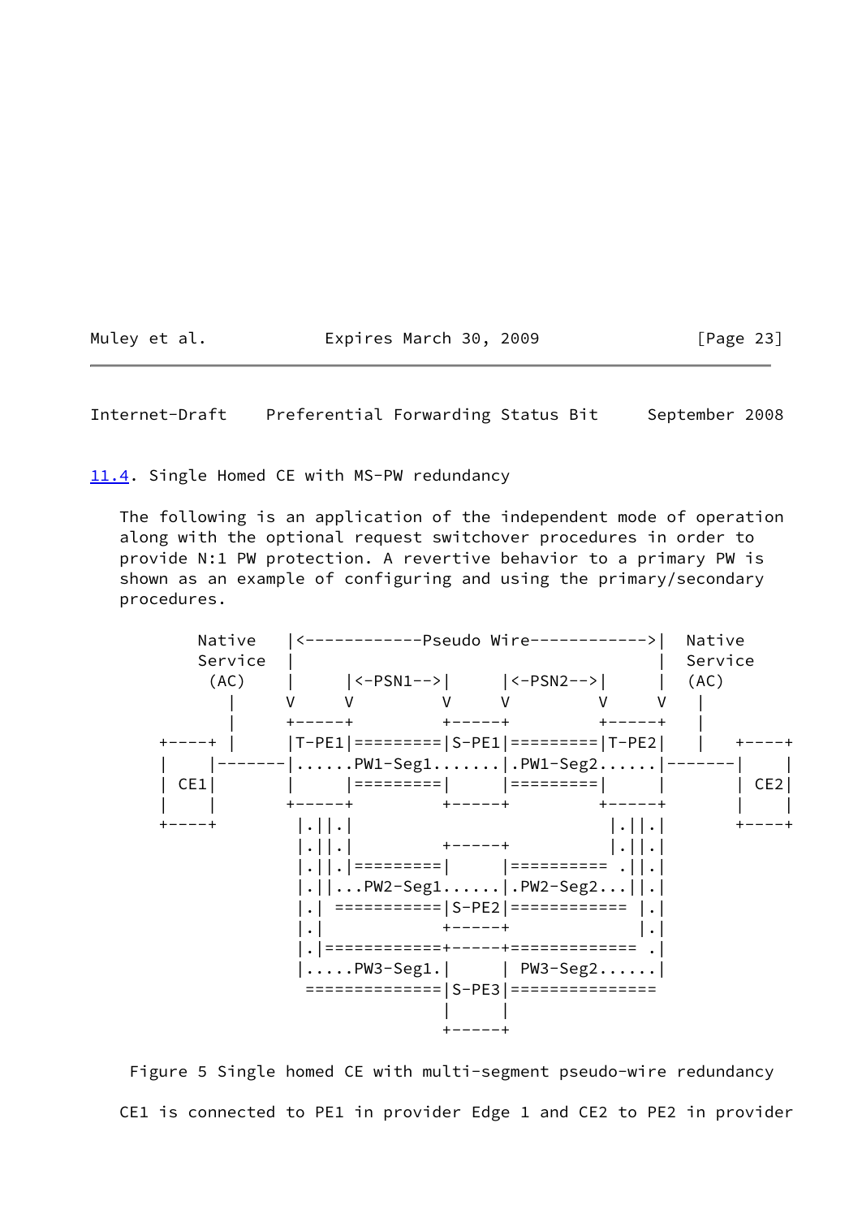## 11.4. Single Homed CE with MS-PW redundancy

The following is an application of the independent mode of operation along with the optional request switchover procedures in order to provide N:1 PW protection. A revertive behavior to a primary PW is shown as an example of configuring and using the primary/secondary procedures.

```
    Native   |<------------Pseudo Wire------------>|  Native
    Service  |                                     |  Service
     (AC)    |     |<-PSN1-->|     |<-PSN2-->|     |  (AC)
       |     V     V         V     V         V     V   |
       |     +-----+         +-----+         +-----+   |
  +----+ |     |T-PE1|=========|S-PE1|=========|T-PE2|   |   +----+
  |    |-------|......PW1-Seg1.......|.PW1-Seg2......|-------|    |
  | CE1|       |     |=========|     |=========|     |       | CE2|
  |    |       +-----+         +-----+         +-----+       |    |
  +----+        |.||.|                         |.||.|       +----+
                |.||.|         +-----+         |.||.|
                |.||.|=========|     |========== .||.|
                |.||...PW2-Seg1......|.PW2-Seg2...||.|
                |.| ===========|S-PE2|============ |.|
                |.|            +-----+             |.|
                |.|============+-----+============= .|
                |.....PW3-Seg1.|     | PW3-Seg2......|
                 ==============|S-PE3|===============
                               |     |
                               +-----+
```

Figure 5 Single homed CE with multi-segment pseudo-wire redundancy

CE1 is connected to PE1 in provider Edge 1 and CE2 to PE2 in provider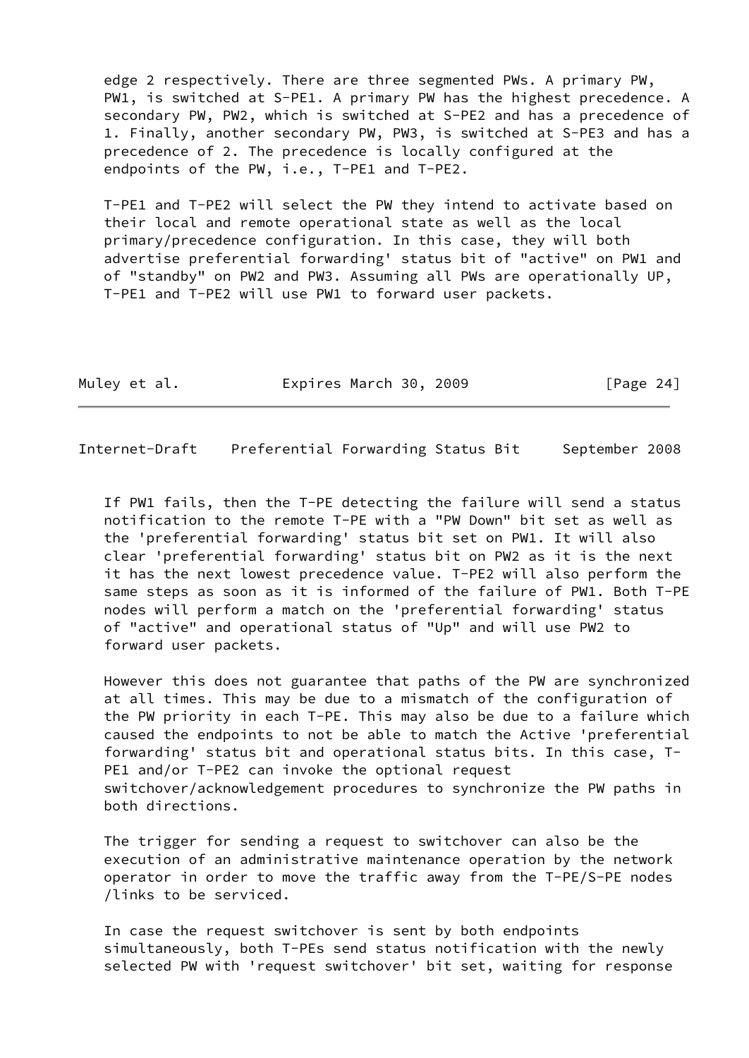edge 2 respectively. There are three segmented PWs. A primary PW, PW1, is switched at S-PE1. A primary PW has the highest precedence. A secondary PW, PW2, which is switched at S-PE2 and has a precedence of 1. Finally, another secondary PW, PW3, is switched at S-PE3 and has a precedence of 2. The precedence is locally configured at the endpoints of the PW, i.e., T-PE1 and T-PE2.

T-PE1 and T-PE2 will select the PW they intend to activate based on their local and remote operational state as well as the local primary/precedence configuration. In this case, they will both advertise preferential forwarding' status bit of "active" on PW1 and of "standby" on PW2 and PW3. Assuming all PWs are operationally UP, T-PE1 and T-PE2 will use PW1 to forward user packets.

If PW1 fails, then the T-PE detecting the failure will send a status notification to the remote T-PE with a "PW Down" bit set as well as the 'preferential forwarding' status bit set on PW1. It will also clear 'preferential forwarding' status bit on PW2 as it is the next it has the next lowest precedence value. T-PE2 will also perform the same steps as soon as it is informed of the failure of PW1. Both T-PE nodes will perform a match on the 'preferential forwarding' status of "active" and operational status of "Up" and will use PW2 to forward user packets.

However this does not guarantee that paths of the PW are synchronized at all times. This may be due to a mismatch of the configuration of the PW priority in each T-PE. This may also be due to a failure which caused the endpoints to not be able to match the Active 'preferential forwarding' status bit and operational status bits. In this case, T-PE1 and/or T-PE2 can invoke the optional request switchover/acknowledgement procedures to synchronize the PW paths in both directions.

The trigger for sending a request to switchover can also be the execution of an administrative maintenance operation by the network operator in order to move the traffic away from the T-PE/S-PE nodes /links to be serviced.

In case the request switchover is sent by both endpoints simultaneously, both T-PEs send status notification with the newly selected PW with 'request switchover' bit set, waiting for response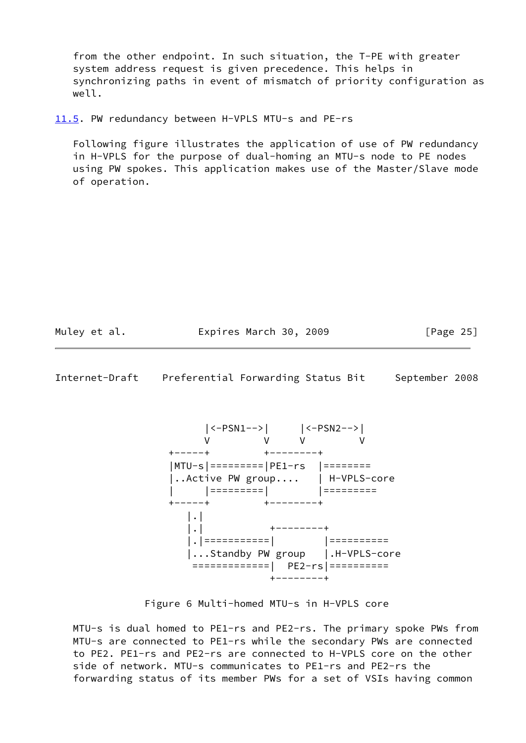from the other endpoint. In such situation, the T-PE with greater system address request is given precedence. This helps in synchronizing paths in event of mismatch of priority configuration as well.

## 11.5. PW redundancy between H-VPLS MTU-s and PE-rs

Following figure illustrates the application of use of PW redundancy in H-VPLS for the purpose of dual-homing an MTU-s node to PE nodes using PW spokes. This application makes use of the Master/Slave mode of operation.

```
          |<-PSN1-->|      |<-PSN2-->|
          V         V      V         V
      +-----+         +---------+
      |MTU-s|=========|PE1-rs   |========
      |..Active PW group....    | H-VPLS-core
      |     |=========|         |=========
      +-----+         +---------+
         |.|
         |.|           +---------+
         |.|===========|         |==========
         |...Standby PW group    |.H-VPLS-core
          =============|  PE2-rs|==========
                       +---------+
```

Figure 6 Multi-homed MTU-s in H-VPLS core

MTU-s is dual homed to PE1-rs and PE2-rs. The primary spoke PWs from MTU-s are connected to PE1-rs while the secondary PWs are connected to PE2. PE1-rs and PE2-rs are connected to H-VPLS core on the other side of network. MTU-s communicates to PE1-rs and PE2-rs the forwarding status of its member PWs for a set of VSIs having common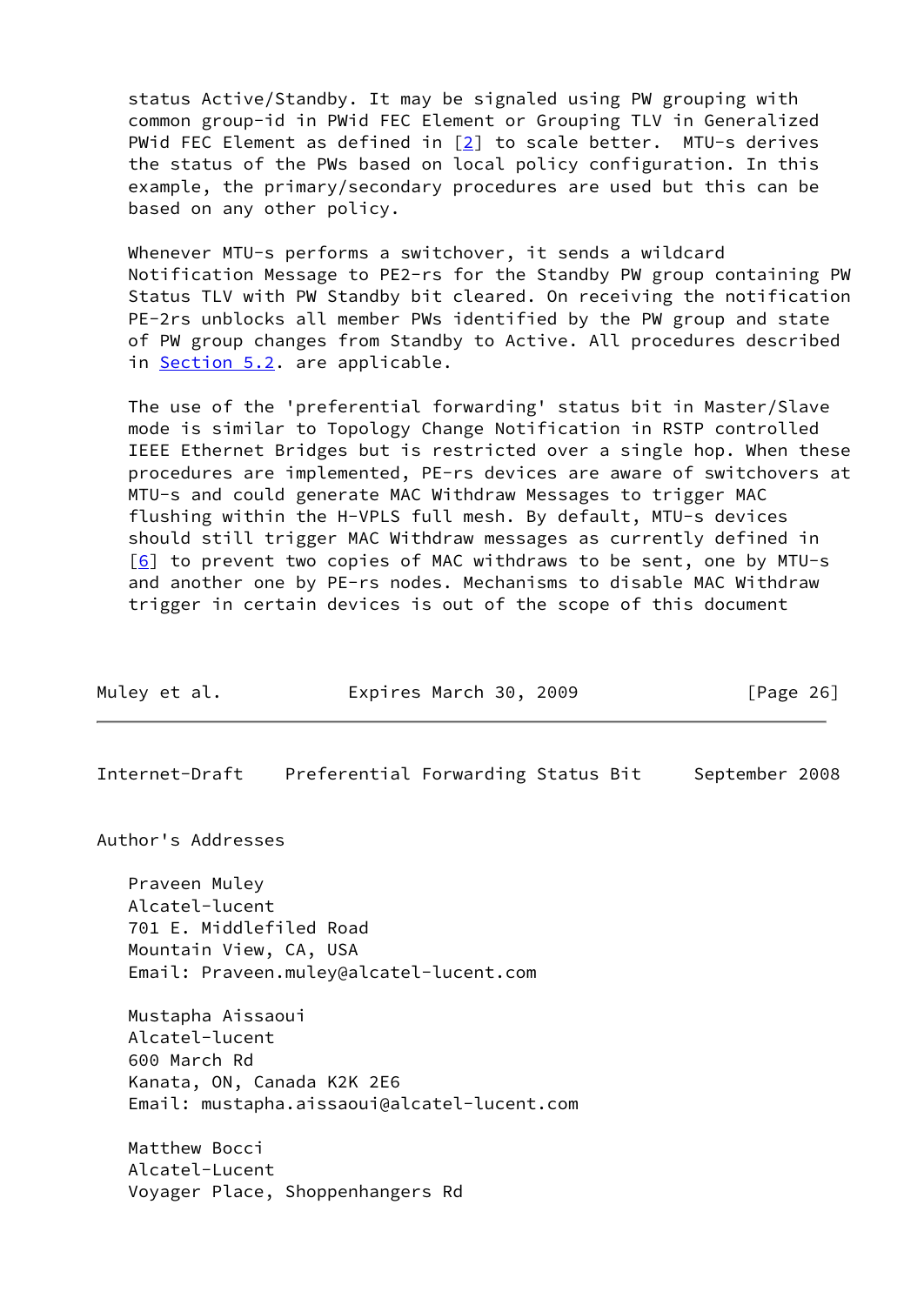status Active/Standby. It may be signaled using PW grouping with common group-id in PWid FEC Element or Grouping TLV in Generalized PWid FEC Element as defined in [2] to scale better. MTU-s derives the status of the PWs based on local policy configuration. In this example, the primary/secondary procedures are used but this can be based on any other policy.

Whenever MTU-s performs a switchover, it sends a wildcard Notification Message to PE2-rs for the Standby PW group containing PW Status TLV with PW Standby bit cleared. On receiving the notification PE-2rs unblocks all member PWs identified by the PW group and state of PW group changes from Standby to Active. All procedures described in Section 5.2. are applicable.

The use of the 'preferential forwarding' status bit in Master/Slave mode is similar to Topology Change Notification in RSTP controlled IEEE Ethernet Bridges but is restricted over a single hop. When these procedures are implemented, PE-rs devices are aware of switchovers at MTU-s and could generate MAC Withdraw Messages to trigger MAC flushing within the H-VPLS full mesh. By default, MTU-s devices should still trigger MAC Withdraw messages as currently defined in [6] to prevent two copies of MAC withdraws to be sent, one by MTU-s and another one by PE-rs nodes. Mechanisms to disable MAC Withdraw trigger in certain devices is out of the scope of this document

## Author's Addresses

Praveen Muley
Alcatel-lucent
701 E. Middlefiled Road
Mountain View, CA, USA
Email: Praveen.muley@alcatel-lucent.com

Mustapha Aissaoui
Alcatel-lucent
600 March Rd
Kanata, ON, Canada K2K 2E6
Email: mustapha.aissaoui@alcatel-lucent.com

Matthew Bocci
Alcatel-Lucent
Voyager Place, Shoppenhangers Rd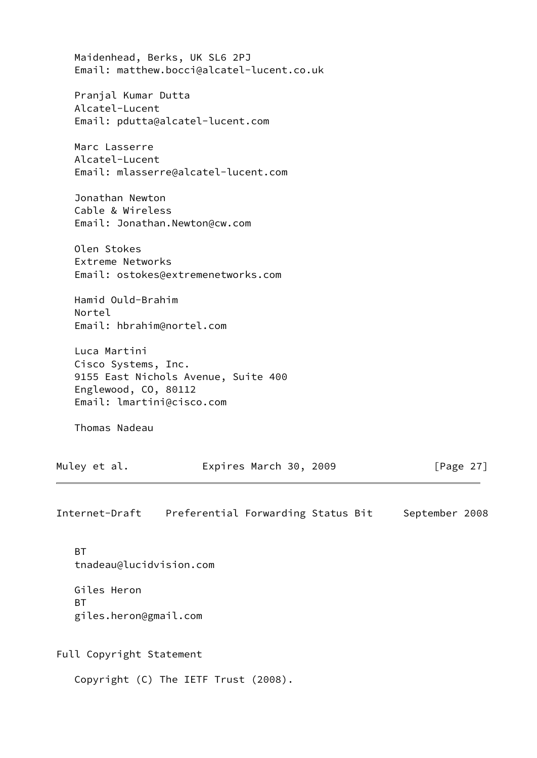Maidenhead, Berks, UK SL6 2PJ
Email: matthew.bocci@alcatel-lucent.co.uk

Pranjal Kumar Dutta
Alcatel-Lucent
Email: pdutta@alcatel-lucent.com

Marc Lasserre
Alcatel-Lucent
Email: mlasserre@alcatel-lucent.com

Jonathan Newton
Cable & Wireless
Email: Jonathan.Newton@cw.com

Olen Stokes
Extreme Networks
Email: ostokes@extremenetworks.com

Hamid Ould-Brahim
Nortel
Email: hbrahim@nortel.com

Luca Martini
Cisco Systems, Inc.
9155 East Nichols Avenue, Suite 400
Englewood, CO, 80112
Email: lmartini@cisco.com

Thomas Nadeau
BT
tnadeau@lucidvision.com

Giles Heron
BT
giles.heron@gmail.com

## Full Copyright Statement

Copyright (C) The IETF Trust (2008).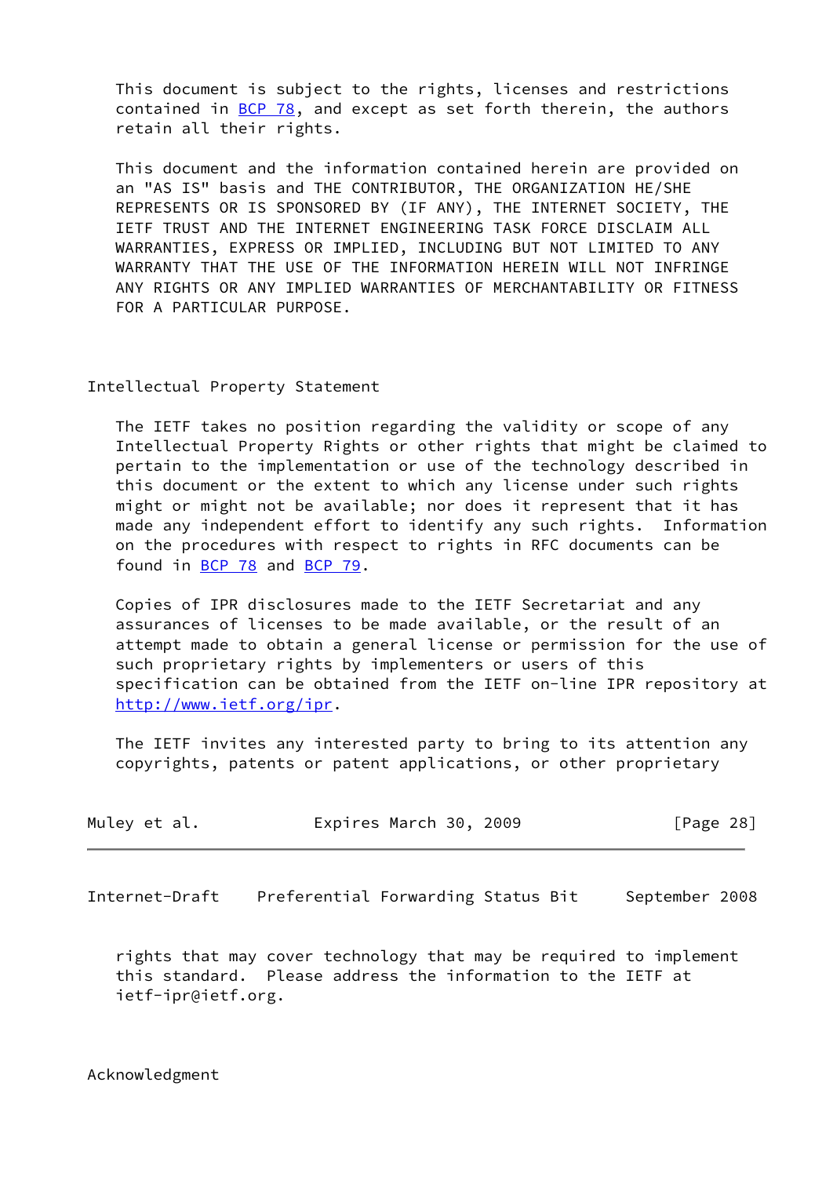This document is subject to the rights, licenses and restrictions contained in BCP 78, and except as set forth therein, the authors retain all their rights.

This document and the information contained herein are provided on an "AS IS" basis and THE CONTRIBUTOR, THE ORGANIZATION HE/SHE REPRESENTS OR IS SPONSORED BY (IF ANY), THE INTERNET SOCIETY, THE IETF TRUST AND THE INTERNET ENGINEERING TASK FORCE DISCLAIM ALL WARRANTIES, EXPRESS OR IMPLIED, INCLUDING BUT NOT LIMITED TO ANY WARRANTY THAT THE USE OF THE INFORMATION HEREIN WILL NOT INFRINGE ANY RIGHTS OR ANY IMPLIED WARRANTIES OF MERCHANTABILITY OR FITNESS FOR A PARTICULAR PURPOSE.

## Intellectual Property Statement

The IETF takes no position regarding the validity or scope of any Intellectual Property Rights or other rights that might be claimed to pertain to the implementation or use of the technology described in this document or the extent to which any license under such rights might or might not be available; nor does it represent that it has made any independent effort to identify any such rights. Information on the procedures with respect to rights in RFC documents can be found in BCP 78 and BCP 79.

Copies of IPR disclosures made to the IETF Secretariat and any assurances of licenses to be made available, or the result of an attempt made to obtain a general license or permission for the use of such proprietary rights by implementers or users of this specification can be obtained from the IETF on-line IPR repository at http://www.ietf.org/ipr.

The IETF invites any interested party to bring to its attention any copyrights, patents or patent applications, or other proprietary rights that may cover technology that may be required to implement this standard. Please address the information to the IETF at ietf-ipr@ietf.org.

## Acknowledgment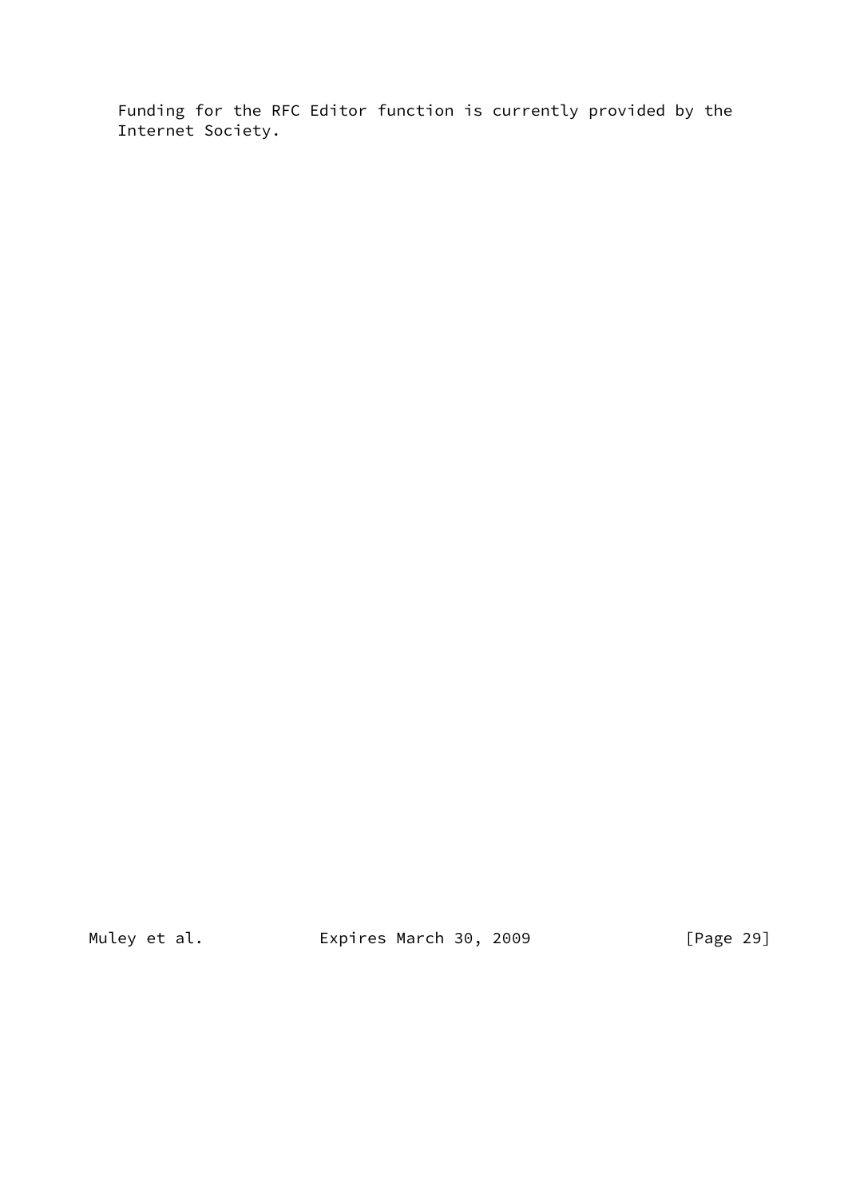Funding for the RFC Editor function is currently provided by the Internet Society.